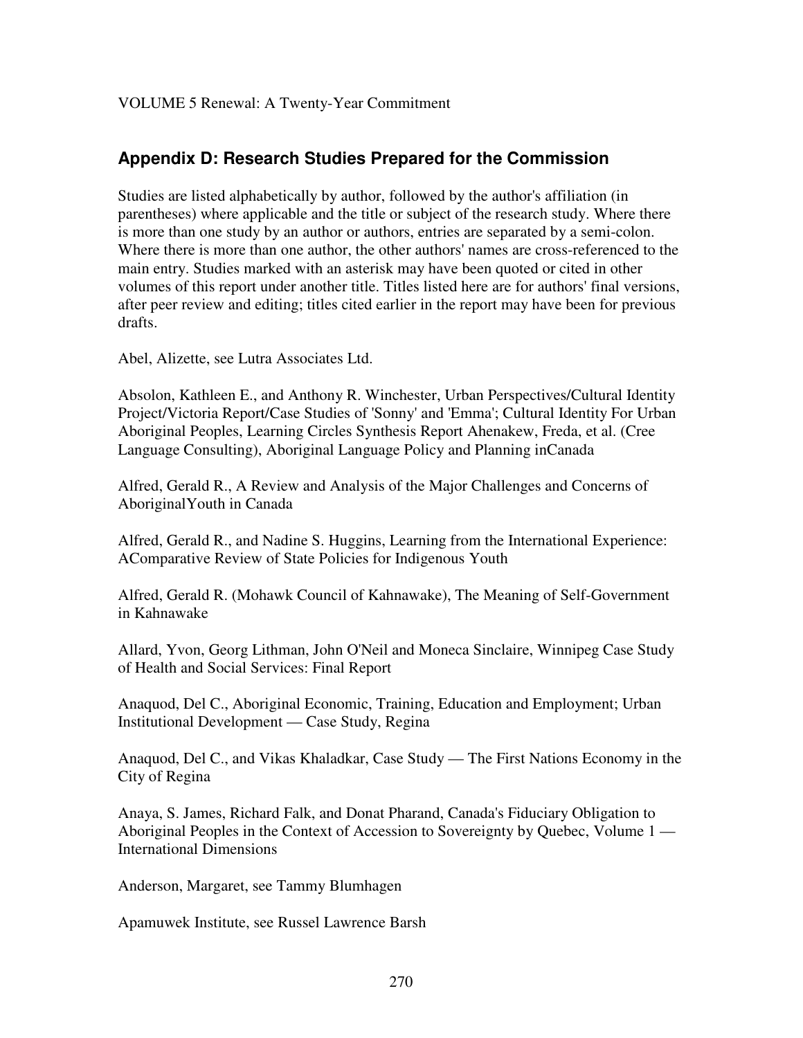VOLUME 5 Renewal: A Twenty-Year Commitment

## Appendix D: Research Studies Prepared for the Commission

Studies are listed alphabetically by author, followed by the author's affiliation (in parentheses) where applicable and the title or subject of the research study. Where there is more than one study by an author or authors, entries are separated by a semi-colon. Where there is more than one author, the other authors' names are cross-referenced to the main entry. Studies marked with an asterisk may have been quoted or cited in other volumes of this report under another title. Titles listed here are for authors' final versions, after peer review and editing; titles cited earlier in the report may have been for previous drafts.

Abel, Alizette, see Lutra Associates Ltd.

Absolon, Kathleen E., and Anthony R. Winchester, Urban Perspectives/Cultural Identity Project/Victoria Report/Case Studies of 'Sonny' and 'Emma'; Cultural Identity For Urban Aboriginal Peoples, Learning Circles Synthesis Report Ahenakew, Freda, et al. (Cree Language Consulting), Aboriginal Language Policy and Planning inCanada

Alfred, Gerald R., A Review and Analysis of the Major Challenges and Concerns of AboriginalYouth in Canada

Alfred, Gerald R., and Nadine S. Huggins, Learning from the International Experience: AComparative Review of State Policies for Indigenous Youth

Alfred, Gerald R. (Mohawk Council of Kahnawake), The Meaning of Self-Government in Kahnawake

Allard, Yvon, Georg Lithman, John O'Neil and Moneca Sinclaire, Winnipeg Case Study of Health and Social Services: Final Report

Anaquod, Del C., Aboriginal Economic, Training, Education and Employment; Urban Institutional Development — Case Study, Regina

Anaquod, Del C., and Vikas Khaladkar, Case Study — The First Nations Economy in the City of Regina

Anaya, S. James, Richard Falk, and Donat Pharand, Canada's Fiduciary Obligation to Aboriginal Peoples in the Context of Accession to Sovereignty by Quebec, Volume 1 — International Dimensions

Anderson, Margaret, see Tammy Blumhagen

Apamuwek Institute, see Russel Lawrence Barsh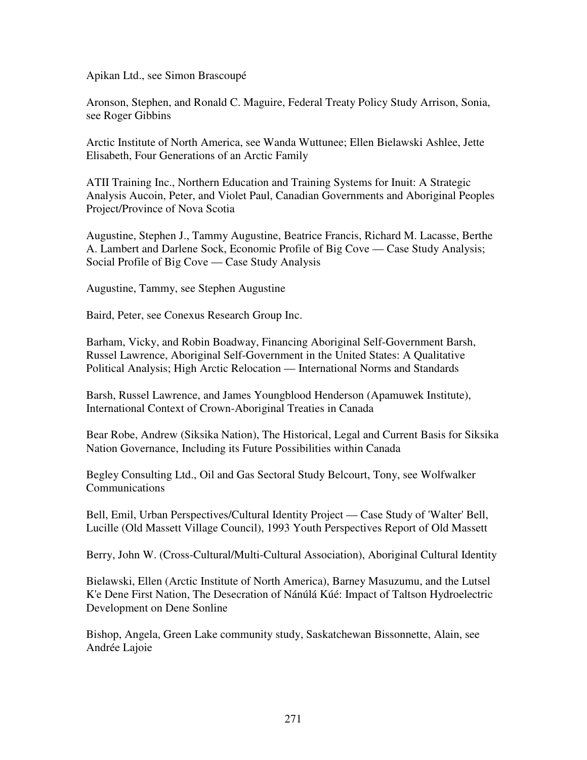Apikan Ltd., see Simon Brascoupé

Aronson, Stephen, and Ronald C. Maguire, Federal Treaty Policy Study Arrison, Sonia, see Roger Gibbins

Arctic Institute of North America, see Wanda Wuttunee; Ellen Bielawski Ashlee, Jette Elisabeth, Four Generations of an Arctic Family

ATII Training Inc., Northern Education and Training Systems for Inuit: A Strategic Analysis Aucoin, Peter, and Violet Paul, Canadian Governments and Aboriginal Peoples Project/Province of Nova Scotia

Augustine, Stephen J., Tammy Augustine, Beatrice Francis, Richard M. Lacasse, Berthe A. Lambert and Darlene Sock, Economic Profile of Big Cove — Case Study Analysis; Social Profile of Big Cove — Case Study Analysis

Augustine, Tammy, see Stephen Augustine

Baird, Peter, see Conexus Research Group Inc.

Barham, Vicky, and Robin Boadway, Financing Aboriginal Self-Government Barsh, Russel Lawrence, Aboriginal Self-Government in the United States: A Qualitative Political Analysis; High Arctic Relocation — International Norms and Standards

Barsh, Russel Lawrence, and James Youngblood Henderson (Apamuwek Institute), International Context of Crown-Aboriginal Treaties in Canada

Bear Robe, Andrew (Siksika Nation), The Historical, Legal and Current Basis for Siksika Nation Governance, Including its Future Possibilities within Canada

Begley Consulting Ltd., Oil and Gas Sectoral Study Belcourt, Tony, see Wolfwalker Communications

Bell, Emil, Urban Perspectives/Cultural Identity Project — Case Study of 'Walter' Bell, Lucille (Old Massett Village Council), 1993 Youth Perspectives Report of Old Massett

Berry, John W. (Cross-Cultural/Multi-Cultural Association), Aboriginal Cultural Identity

Bielawski, Ellen (Arctic Institute of North America), Barney Masuzumu, and the Lutsel K'e Dene First Nation, The Desecration of Nánúlá Kúé: Impact of Taltson Hydroelectric Development on Dene Sonline

Bishop, Angela, Green Lake community study, Saskatchewan Bissonnette, Alain, see Andrée Lajoie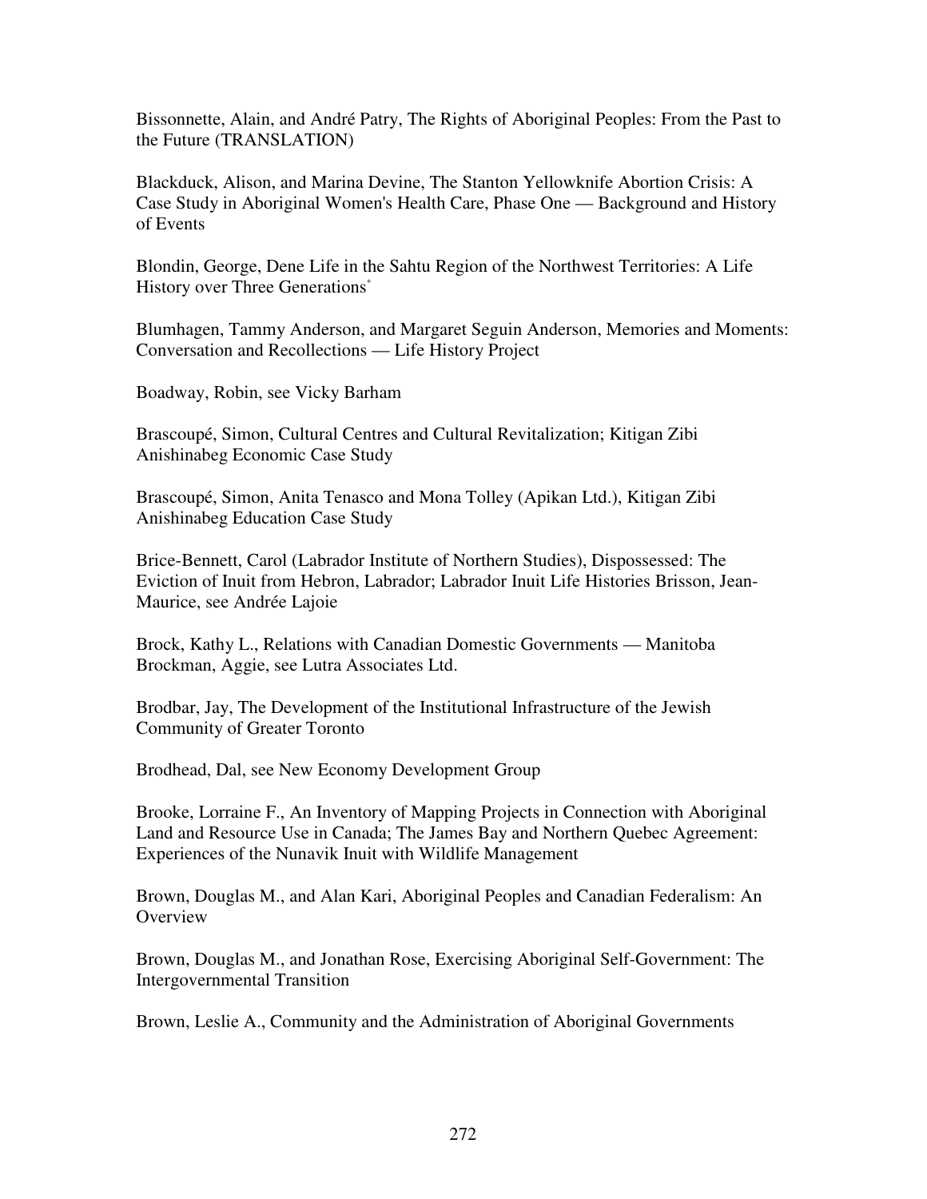Bissonnette, Alain, and André Patry, The Rights of Aboriginal Peoples: From the Past to the Future (TRANSLATION)

Blackduck, Alison, and Marina Devine, The Stanton Yellowknife Abortion Crisis: A Case Study in Aboriginal Women's Health Care, Phase One — Background and History of Events

Blondin, George, Dene Life in the Sahtu Region of the Northwest Territories: A Life History over Three Generations*

Blumhagen, Tammy Anderson, and Margaret Seguin Anderson, Memories and Moments: Conversation and Recollections — Life History Project

Boadway, Robin, see Vicky Barham

Brascoupé, Simon, Cultural Centres and Cultural Revitalization; Kitigan Zibi Anishinabeg Economic Case Study

Brascoupé, Simon, Anita Tenasco and Mona Tolley (Apikan Ltd.), Kitigan Zibi Anishinabeg Education Case Study

Brice-Bennett, Carol (Labrador Institute of Northern Studies), Dispossessed: The Eviction of Inuit from Hebron, Labrador; Labrador Inuit Life Histories Brisson, Jean-Maurice, see Andrée Lajoie

Brock, Kathy L., Relations with Canadian Domestic Governments — Manitoba Brockman, Aggie, see Lutra Associates Ltd.

Brodbar, Jay, The Development of the Institutional Infrastructure of the Jewish Community of Greater Toronto

Brodhead, Dal, see New Economy Development Group

Brooke, Lorraine F., An Inventory of Mapping Projects in Connection with Aboriginal Land and Resource Use in Canada; The James Bay and Northern Quebec Agreement: Experiences of the Nunavik Inuit with Wildlife Management

Brown, Douglas M., and Alan Kari, Aboriginal Peoples and Canadian Federalism: An Overview

Brown, Douglas M., and Jonathan Rose, Exercising Aboriginal Self-Government: The Intergovernmental Transition

Brown, Leslie A., Community and the Administration of Aboriginal Governments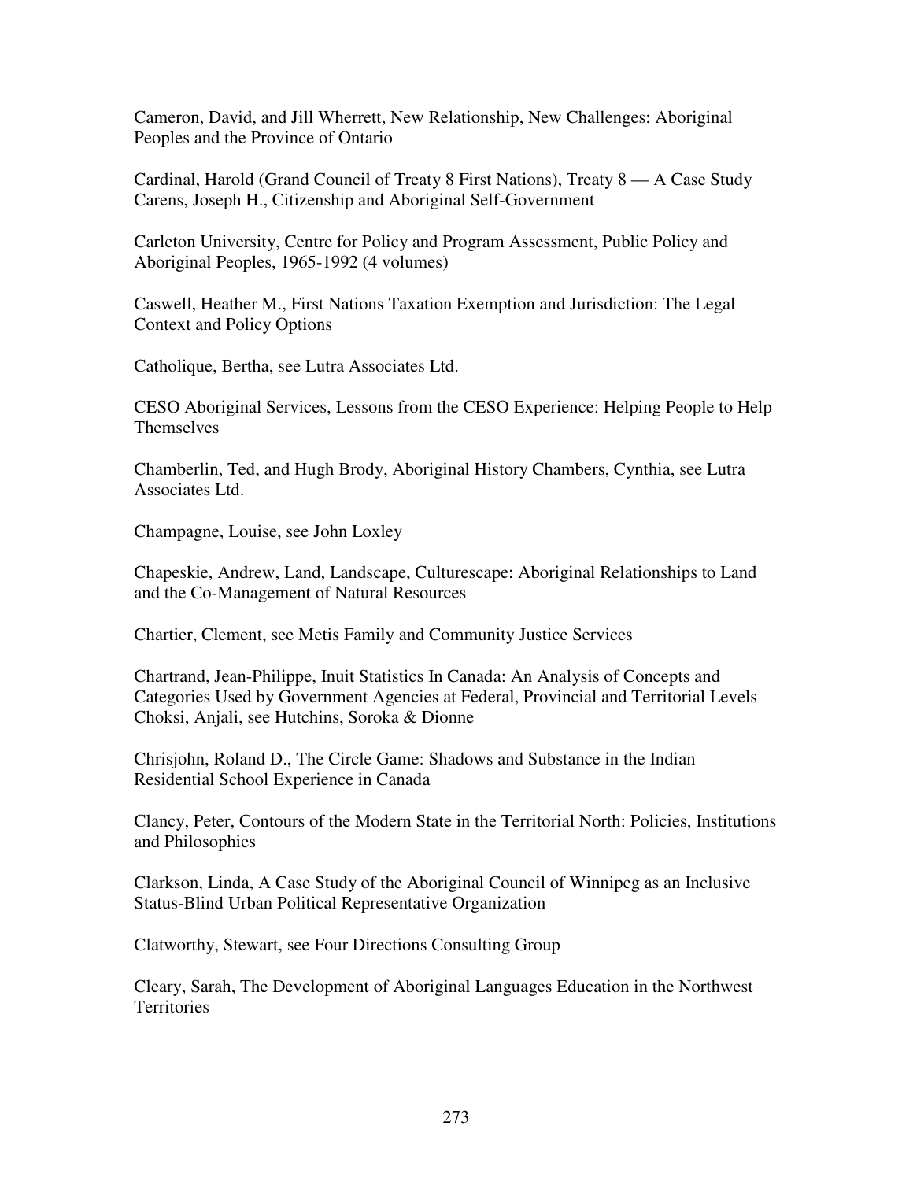Cameron, David, and Jill Wherrett, New Relationship, New Challenges: Aboriginal Peoples and the Province of Ontario

Cardinal, Harold (Grand Council of Treaty 8 First Nations), Treaty 8 — A Case Study
Carens, Joseph H., Citizenship and Aboriginal Self-Government

Carleton University, Centre for Policy and Program Assessment, Public Policy and Aboriginal Peoples, 1965-1992 (4 volumes)

Caswell, Heather M., First Nations Taxation Exemption and Jurisdiction: The Legal Context and Policy Options

Catholique, Bertha, see Lutra Associates Ltd.

CESO Aboriginal Services, Lessons from the CESO Experience: Helping People to Help Themselves

Chamberlin, Ted, and Hugh Brody, Aboriginal History Chambers, Cynthia, see Lutra Associates Ltd.

Champagne, Louise, see John Loxley

Chapeskie, Andrew, Land, Landscape, Culturescape: Aboriginal Relationships to Land and the Co-Management of Natural Resources

Chartier, Clement, see Metis Family and Community Justice Services

Chartrand, Jean-Philippe, Inuit Statistics In Canada: An Analysis of Concepts and Categories Used by Government Agencies at Federal, Provincial and Territorial Levels
Choksi, Anjali, see Hutchins, Soroka & Dionne

Chrisjohn, Roland D., The Circle Game: Shadows and Substance in the Indian Residential School Experience in Canada

Clancy, Peter, Contours of the Modern State in the Territorial North: Policies, Institutions and Philosophies

Clarkson, Linda, A Case Study of the Aboriginal Council of Winnipeg as an Inclusive Status-Blind Urban Political Representative Organization

Clatworthy, Stewart, see Four Directions Consulting Group

Cleary, Sarah, The Development of Aboriginal Languages Education in the Northwest Territories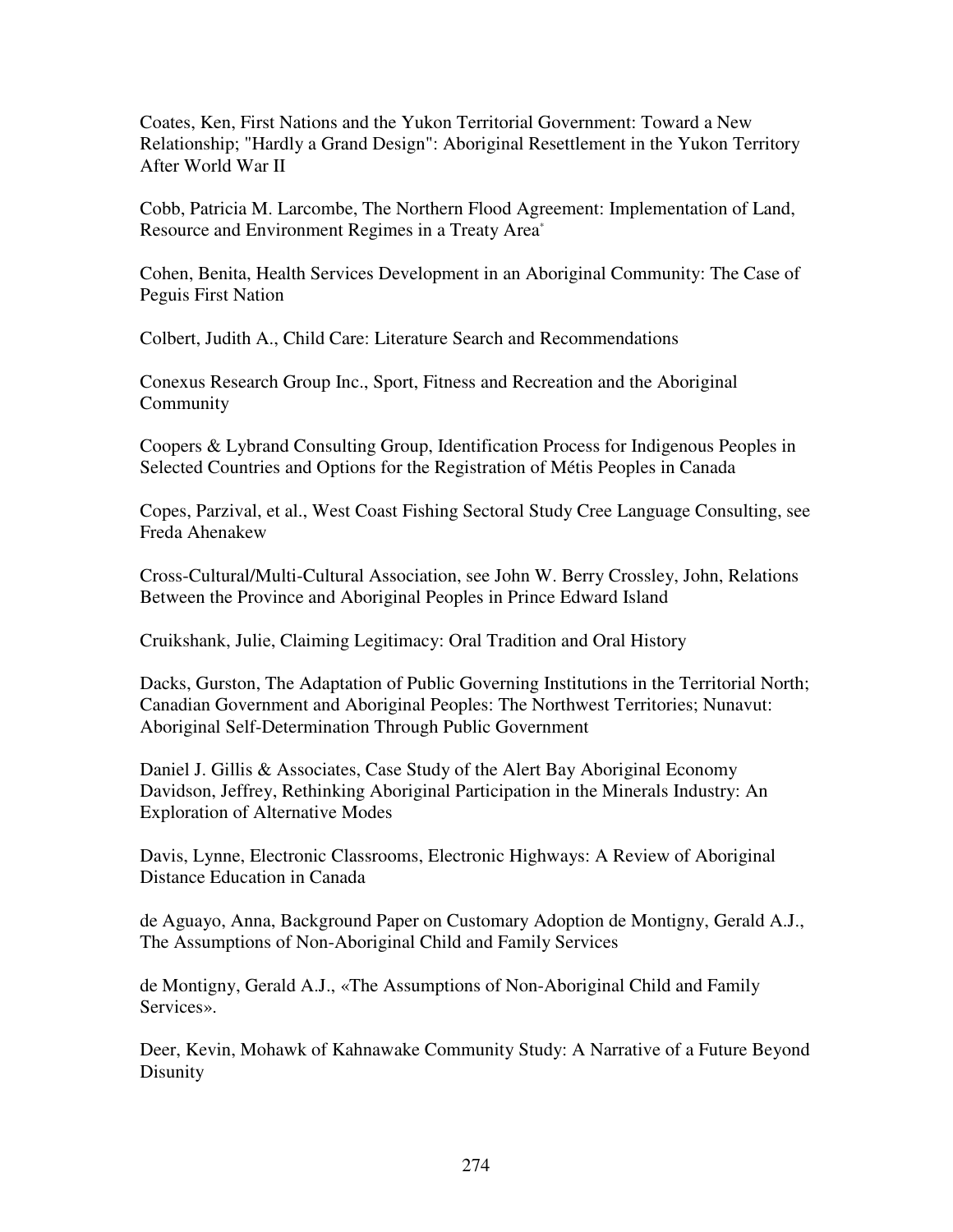Coates, Ken, First Nations and the Yukon Territorial Government: Toward a New Relationship; "Hardly a Grand Design": Aboriginal Resettlement in the Yukon Territory After World War II

Cobb, Patricia M. Larcombe, The Northern Flood Agreement: Implementation of Land, Resource and Environment Regimes in a Treaty Area*

Cohen, Benita, Health Services Development in an Aboriginal Community: The Case of Peguis First Nation

Colbert, Judith A., Child Care: Literature Search and Recommendations

Conexus Research Group Inc., Sport, Fitness and Recreation and the Aboriginal Community

Coopers & Lybrand Consulting Group, Identification Process for Indigenous Peoples in Selected Countries and Options for the Registration of Métis Peoples in Canada

Copes, Parzival, et al., West Coast Fishing Sectoral Study Cree Language Consulting, see Freda Ahenakew

Cross-Cultural/Multi-Cultural Association, see John W. Berry Crossley, John, Relations Between the Province and Aboriginal Peoples in Prince Edward Island

Cruikshank, Julie, Claiming Legitimacy: Oral Tradition and Oral History

Dacks, Gurston, The Adaptation of Public Governing Institutions in the Territorial North; Canadian Government and Aboriginal Peoples: The Northwest Territories; Nunavut: Aboriginal Self-Determination Through Public Government

Daniel J. Gillis & Associates, Case Study of the Alert Bay Aboriginal Economy Davidson, Jeffrey, Rethinking Aboriginal Participation in the Minerals Industry: An Exploration of Alternative Modes

Davis, Lynne, Electronic Classrooms, Electronic Highways: A Review of Aboriginal Distance Education in Canada

de Aguayo, Anna, Background Paper on Customary Adoption de Montigny, Gerald A.J., The Assumptions of Non-Aboriginal Child and Family Services

de Montigny, Gerald A.J., «The Assumptions of Non-Aboriginal Child and Family Services».

Deer, Kevin, Mohawk of Kahnawake Community Study: A Narrative of a Future Beyond Disunity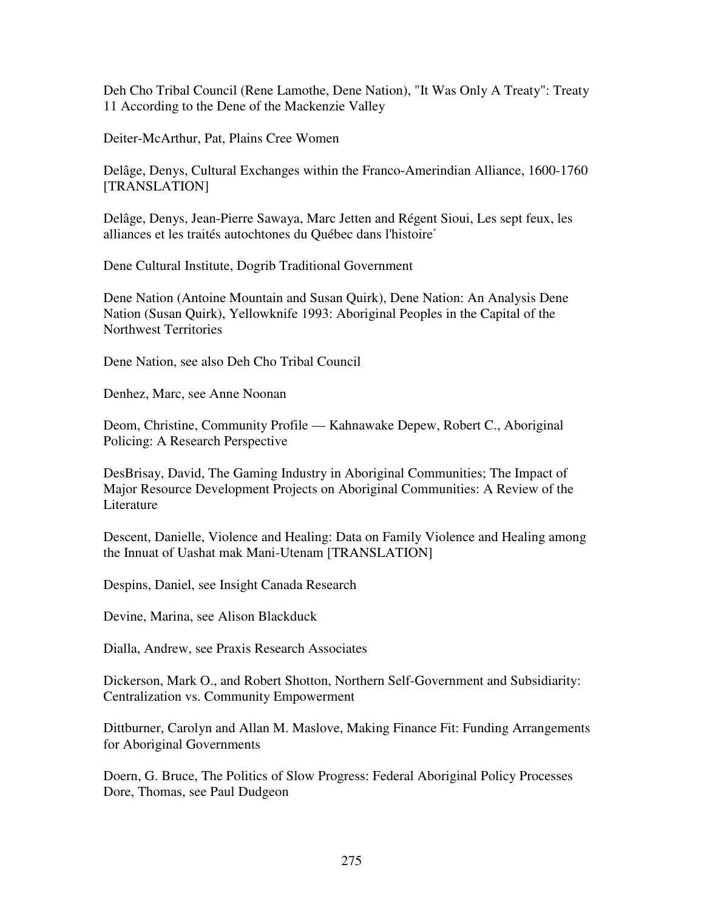Deh Cho Tribal Council (Rene Lamothe, Dene Nation), "It Was Only A Treaty": Treaty 11 According to the Dene of the Mackenzie Valley

Deiter-McArthur, Pat, Plains Cree Women

Delâge, Denys, Cultural Exchanges within the Franco-Amerindian Alliance, 1600-1760 [TRANSLATION]

Delâge, Denys, Jean-Pierre Sawaya, Marc Jetten and Régent Sioui, Les sept feux, les alliances et les traités autochtones du Québec dans l'histoire*

Dene Cultural Institute, Dogrib Traditional Government

Dene Nation (Antoine Mountain and Susan Quirk), Dene Nation: An Analysis Dene Nation (Susan Quirk), Yellowknife 1993: Aboriginal Peoples in the Capital of the Northwest Territories

Dene Nation, see also Deh Cho Tribal Council

Denhez, Marc, see Anne Noonan

Deom, Christine, Community Profile — Kahnawake Depew, Robert C., Aboriginal Policing: A Research Perspective

DesBrisay, David, The Gaming Industry in Aboriginal Communities; The Impact of Major Resource Development Projects on Aboriginal Communities: A Review of the Literature

Descent, Danielle, Violence and Healing: Data on Family Violence and Healing among the Innuat of Uashat mak Mani-Utenam [TRANSLATION]

Despins, Daniel, see Insight Canada Research

Devine, Marina, see Alison Blackduck

Dialla, Andrew, see Praxis Research Associates

Dickerson, Mark O., and Robert Shotton, Northern Self-Government and Subsidiarity: Centralization vs. Community Empowerment

Dittburner, Carolyn and Allan M. Maslove, Making Finance Fit: Funding Arrangements for Aboriginal Governments

Doern, G. Bruce, The Politics of Slow Progress: Federal Aboriginal Policy Processes Dore, Thomas, see Paul Dudgeon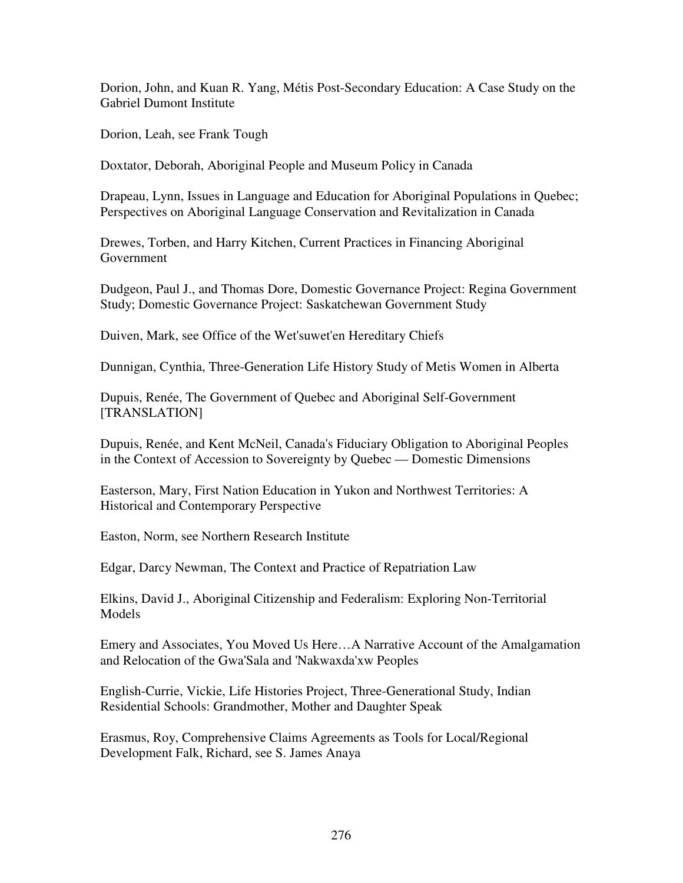Dorion, John, and Kuan R. Yang, Métis Post-Secondary Education: A Case Study on the Gabriel Dumont Institute

Dorion, Leah, see Frank Tough

Doxtator, Deborah, Aboriginal People and Museum Policy in Canada

Drapeau, Lynn, Issues in Language and Education for Aboriginal Populations in Quebec; Perspectives on Aboriginal Language Conservation and Revitalization in Canada

Drewes, Torben, and Harry Kitchen, Current Practices in Financing Aboriginal Government

Dudgeon, Paul J., and Thomas Dore, Domestic Governance Project: Regina Government Study; Domestic Governance Project: Saskatchewan Government Study

Duiven, Mark, see Office of the Wet'suwet'en Hereditary Chiefs

Dunnigan, Cynthia, Three-Generation Life History Study of Metis Women in Alberta

Dupuis, Renée, The Government of Quebec and Aboriginal Self-Government [TRANSLATION]

Dupuis, Renée, and Kent McNeil, Canada's Fiduciary Obligation to Aboriginal Peoples in the Context of Accession to Sovereignty by Quebec — Domestic Dimensions

Easterson, Mary, First Nation Education in Yukon and Northwest Territories: A Historical and Contemporary Perspective

Easton, Norm, see Northern Research Institute

Edgar, Darcy Newman, The Context and Practice of Repatriation Law

Elkins, David J., Aboriginal Citizenship and Federalism: Exploring Non-Territorial Models

Emery and Associates, You Moved Us Here…A Narrative Account of the Amalgamation and Relocation of the Gwa'Sala and 'Nakwaxda'xw Peoples

English-Currie, Vickie, Life Histories Project, Three-Generational Study, Indian Residential Schools: Grandmother, Mother and Daughter Speak

Erasmus, Roy, Comprehensive Claims Agreements as Tools for Local/Regional Development

Falk, Richard, see S. James Anaya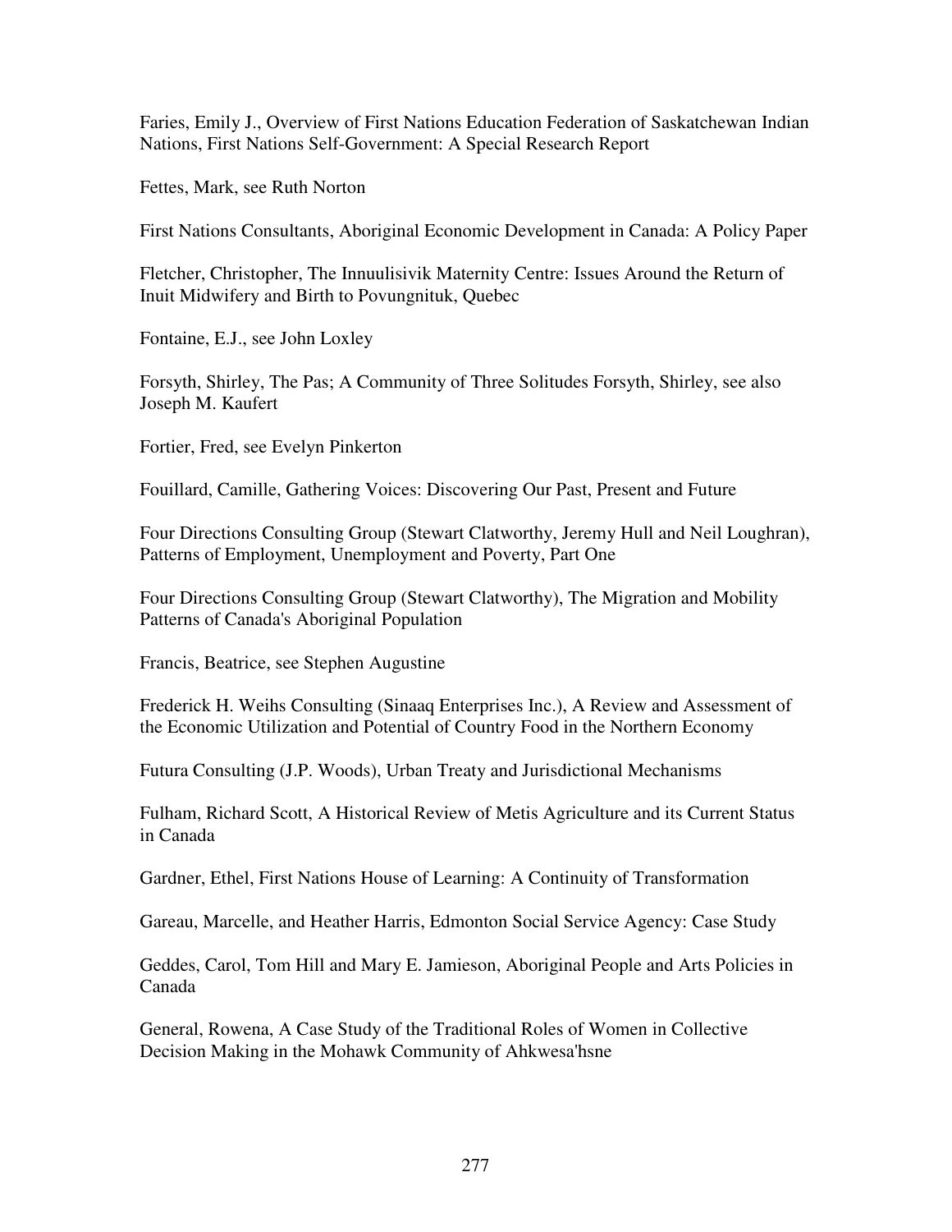Faries, Emily J., Overview of First Nations Education Federation of Saskatchewan Indian Nations, First Nations Self-Government: A Special Research Report

Fettes, Mark, see Ruth Norton

First Nations Consultants, Aboriginal Economic Development in Canada: A Policy Paper

Fletcher, Christopher, The Innuulisivik Maternity Centre: Issues Around the Return of Inuit Midwifery and Birth to Povungnituk, Quebec

Fontaine, E.J., see John Loxley

Forsyth, Shirley, The Pas; A Community of Three Solitudes Forsyth, Shirley, see also Joseph M. Kaufert

Fortier, Fred, see Evelyn Pinkerton

Fouillard, Camille, Gathering Voices: Discovering Our Past, Present and Future

Four Directions Consulting Group (Stewart Clatworthy, Jeremy Hull and Neil Loughran), Patterns of Employment, Unemployment and Poverty, Part One

Four Directions Consulting Group (Stewart Clatworthy), The Migration and Mobility Patterns of Canada's Aboriginal Population

Francis, Beatrice, see Stephen Augustine

Frederick H. Weihs Consulting (Sinaaq Enterprises Inc.), A Review and Assessment of the Economic Utilization and Potential of Country Food in the Northern Economy

Futura Consulting (J.P. Woods), Urban Treaty and Jurisdictional Mechanisms

Fulham, Richard Scott, A Historical Review of Metis Agriculture and its Current Status in Canada

Gardner, Ethel, First Nations House of Learning: A Continuity of Transformation

Gareau, Marcelle, and Heather Harris, Edmonton Social Service Agency: Case Study

Geddes, Carol, Tom Hill and Mary E. Jamieson, Aboriginal People and Arts Policies in Canada

General, Rowena, A Case Study of the Traditional Roles of Women in Collective Decision Making in the Mohawk Community of Ahkwesa'hsne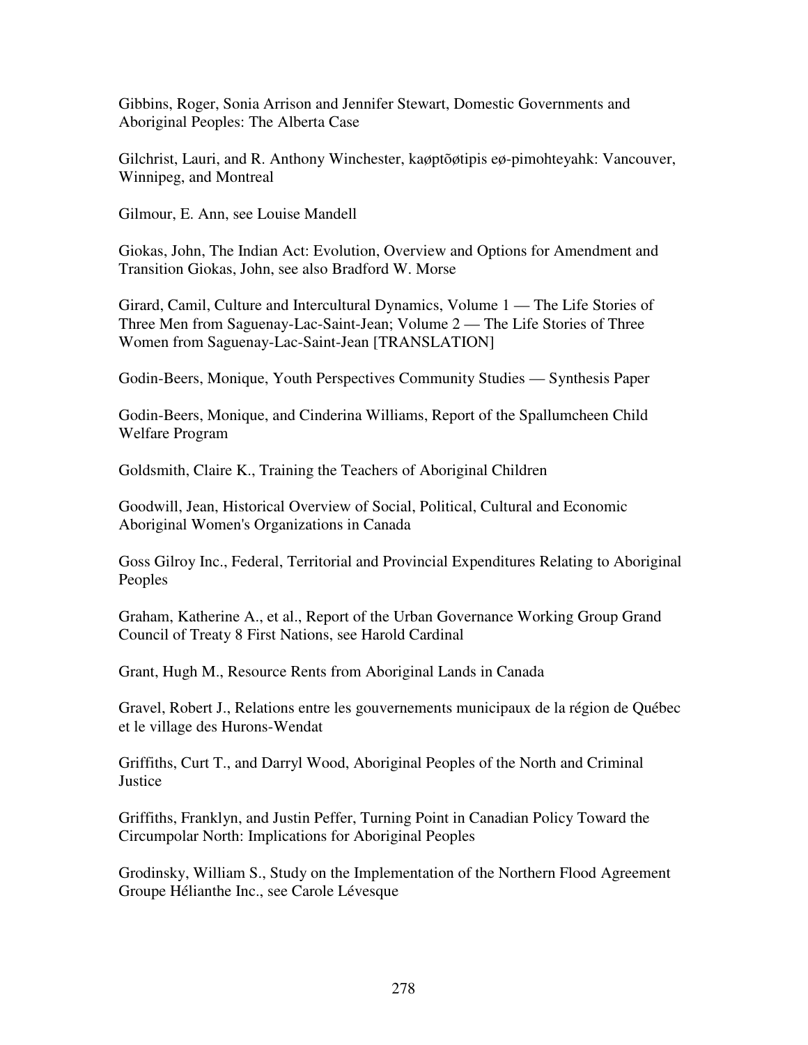Gibbins, Roger, Sonia Arrison and Jennifer Stewart, Domestic Governments and Aboriginal Peoples: The Alberta Case

Gilchrist, Lauri, and R. Anthony Winchester, kaøptõøtipis eø-pimohteyahk: Vancouver, Winnipeg, and Montreal

Gilmour, E. Ann, see Louise Mandell

Giokas, John, The Indian Act: Evolution, Overview and Options for Amendment and Transition Giokas, John, see also Bradford W. Morse

Girard, Camil, Culture and Intercultural Dynamics, Volume 1 — The Life Stories of Three Men from Saguenay-Lac-Saint-Jean; Volume 2 — The Life Stories of Three Women from Saguenay-Lac-Saint-Jean [TRANSLATION]

Godin-Beers, Monique, Youth Perspectives Community Studies — Synthesis Paper

Godin-Beers, Monique, and Cinderina Williams, Report of the Spallumcheen Child Welfare Program

Goldsmith, Claire K., Training the Teachers of Aboriginal Children

Goodwill, Jean, Historical Overview of Social, Political, Cultural and Economic Aboriginal Women's Organizations in Canada

Goss Gilroy Inc., Federal, Territorial and Provincial Expenditures Relating to Aboriginal Peoples

Graham, Katherine A., et al., Report of the Urban Governance Working Group Grand Council of Treaty 8 First Nations, see Harold Cardinal

Grant, Hugh M., Resource Rents from Aboriginal Lands in Canada

Gravel, Robert J., Relations entre les gouvernements municipaux de la région de Québec et le village des Hurons-Wendat

Griffiths, Curt T., and Darryl Wood, Aboriginal Peoples of the North and Criminal Justice

Griffiths, Franklyn, and Justin Peffer, Turning Point in Canadian Policy Toward the Circumpolar North: Implications for Aboriginal Peoples

Grodinsky, William S., Study on the Implementation of the Northern Flood Agreement Groupe Hélianthe Inc., see Carole Lévesque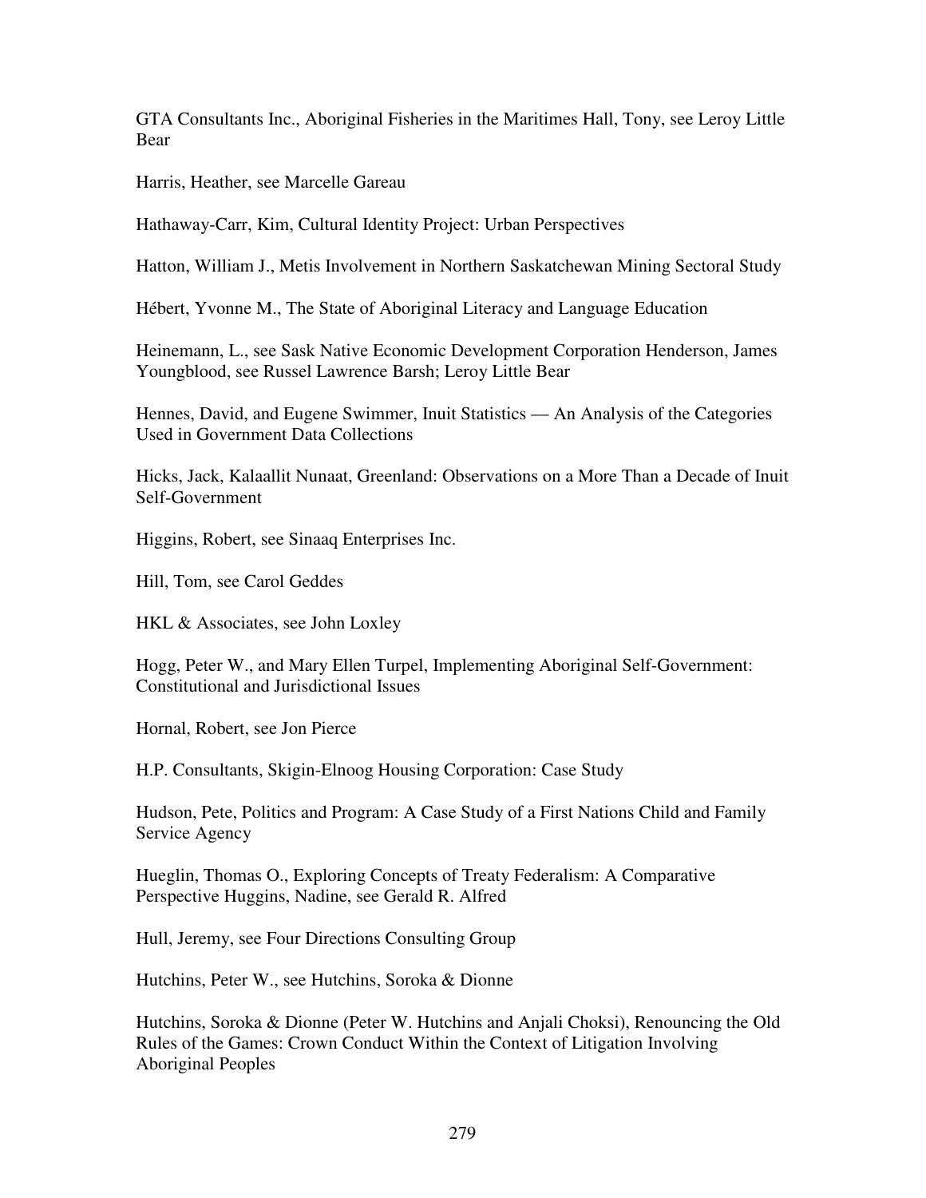GTA Consultants Inc., Aboriginal Fisheries in the Maritimes Hall, Tony, see Leroy Little Bear

Harris, Heather, see Marcelle Gareau

Hathaway-Carr, Kim, Cultural Identity Project: Urban Perspectives

Hatton, William J., Metis Involvement in Northern Saskatchewan Mining Sectoral Study

Hébert, Yvonne M., The State of Aboriginal Literacy and Language Education

Heinemann, L., see Sask Native Economic Development Corporation Henderson, James Youngblood, see Russel Lawrence Barsh; Leroy Little Bear

Hennes, David, and Eugene Swimmer, Inuit Statistics — An Analysis of the Categories Used in Government Data Collections

Hicks, Jack, Kalaallit Nunaat, Greenland: Observations on a More Than a Decade of Inuit Self-Government

Higgins, Robert, see Sinaaq Enterprises Inc.

Hill, Tom, see Carol Geddes

HKL & Associates, see John Loxley

Hogg, Peter W., and Mary Ellen Turpel, Implementing Aboriginal Self-Government: Constitutional and Jurisdictional Issues

Hornal, Robert, see Jon Pierce

H.P. Consultants, Skigin-Elnoog Housing Corporation: Case Study

Hudson, Pete, Politics and Program: A Case Study of a First Nations Child and Family Service Agency

Hueglin, Thomas O., Exploring Concepts of Treaty Federalism: A Comparative Perspective Huggins, Nadine, see Gerald R. Alfred

Hull, Jeremy, see Four Directions Consulting Group

Hutchins, Peter W., see Hutchins, Soroka & Dionne

Hutchins, Soroka & Dionne (Peter W. Hutchins and Anjali Choksi), Renouncing the Old Rules of the Games: Crown Conduct Within the Context of Litigation Involving Aboriginal Peoples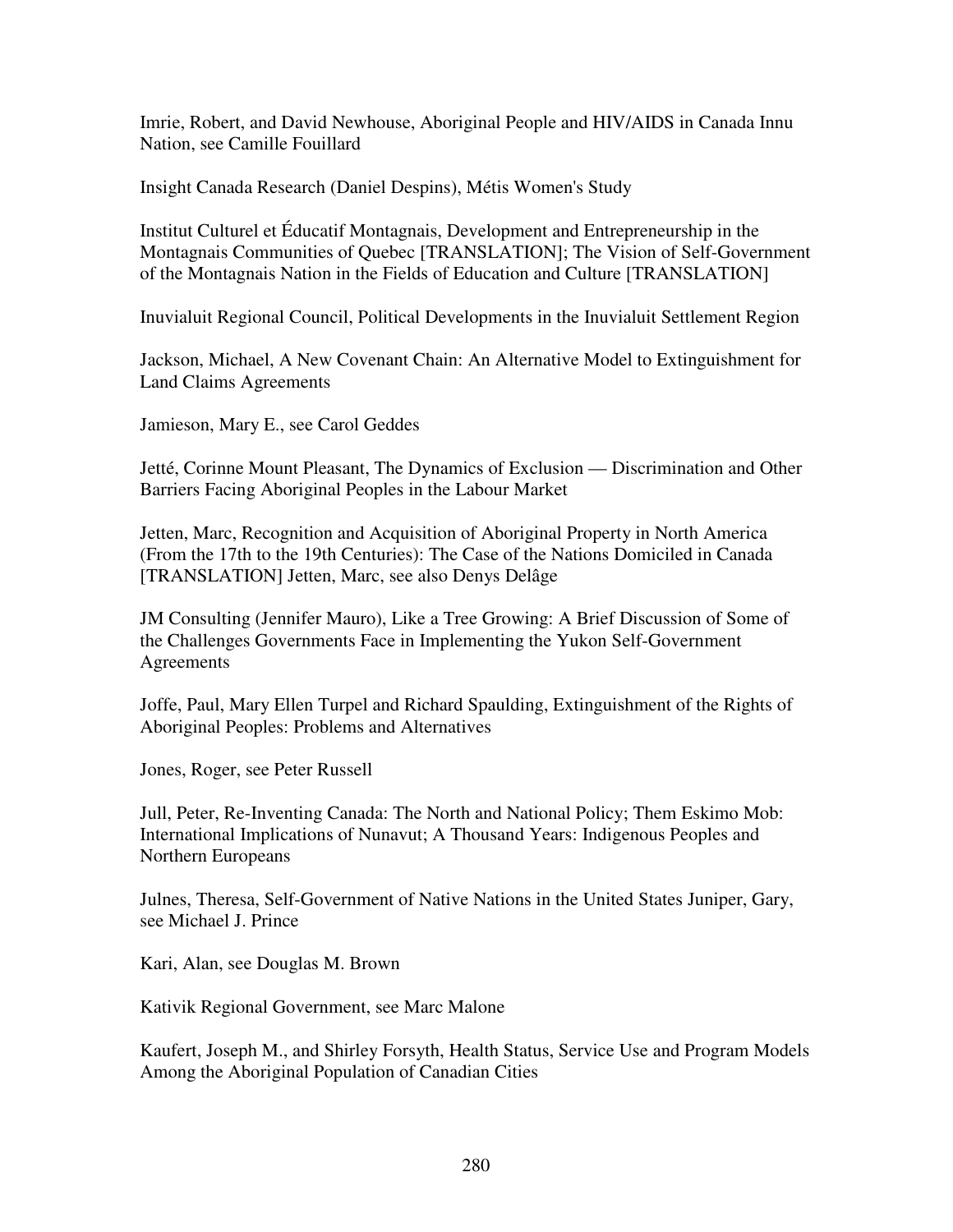Imrie, Robert, and David Newhouse, Aboriginal People and HIV/AIDS in Canada Innu Nation, see Camille Fouillard

Insight Canada Research (Daniel Despins), Métis Women's Study

Institut Culturel et Éducatif Montagnais, Development and Entrepreneurship in the Montagnais Communities of Quebec [TRANSLATION]; The Vision of Self-Government of the Montagnais Nation in the Fields of Education and Culture [TRANSLATION]

Inuvialuit Regional Council, Political Developments in the Inuvialuit Settlement Region

Jackson, Michael, A New Covenant Chain: An Alternative Model to Extinguishment for Land Claims Agreements

Jamieson, Mary E., see Carol Geddes

Jetté, Corinne Mount Pleasant, The Dynamics of Exclusion — Discrimination and Other Barriers Facing Aboriginal Peoples in the Labour Market

Jetten, Marc, Recognition and Acquisition of Aboriginal Property in North America (From the 17th to the 19th Centuries): The Case of the Nations Domiciled in Canada [TRANSLATION] Jetten, Marc, see also Denys Delâge

JM Consulting (Jennifer Mauro), Like a Tree Growing: A Brief Discussion of Some of the Challenges Governments Face in Implementing the Yukon Self-Government Agreements

Joffe, Paul, Mary Ellen Turpel and Richard Spaulding, Extinguishment of the Rights of Aboriginal Peoples: Problems and Alternatives

Jones, Roger, see Peter Russell

Jull, Peter, Re-Inventing Canada: The North and National Policy; Them Eskimo Mob: International Implications of Nunavut; A Thousand Years: Indigenous Peoples and Northern Europeans

Julnes, Theresa, Self-Government of Native Nations in the United States Juniper, Gary, see Michael J. Prince

Kari, Alan, see Douglas M. Brown

Kativik Regional Government, see Marc Malone

Kaufert, Joseph M., and Shirley Forsyth, Health Status, Service Use and Program Models Among the Aboriginal Population of Canadian Cities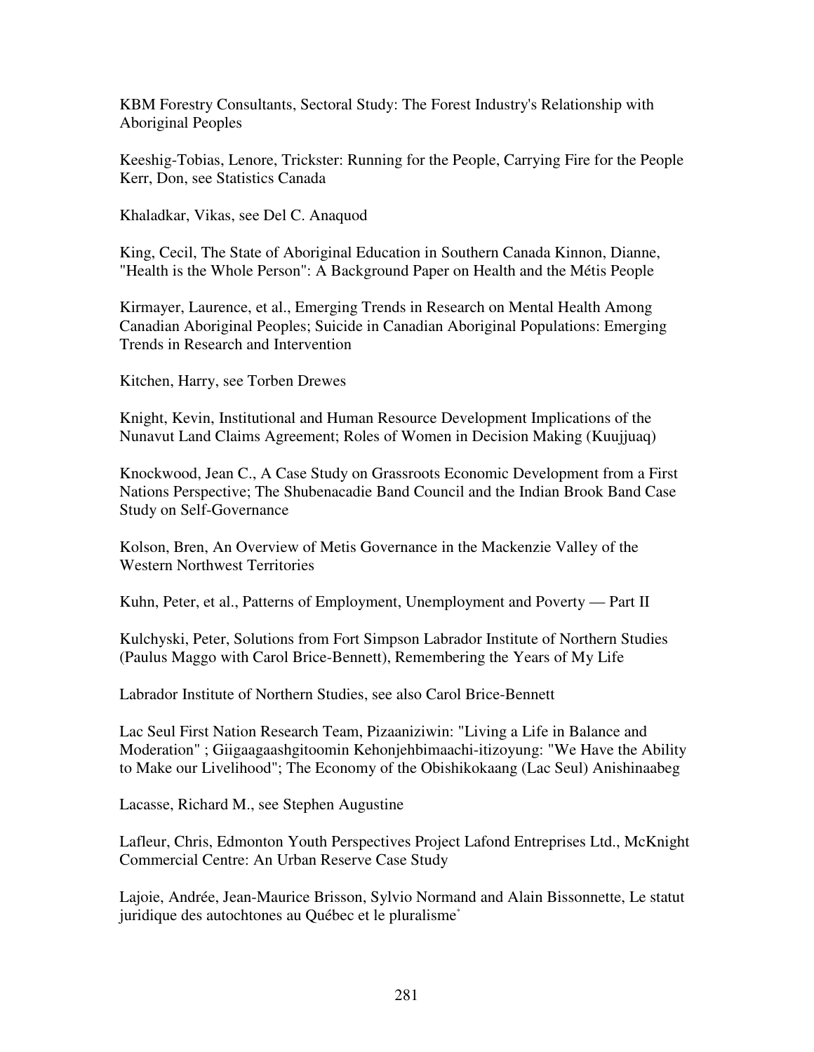KBM Forestry Consultants, Sectoral Study: The Forest Industry's Relationship with Aboriginal Peoples

Keeshig-Tobias, Lenore, Trickster: Running for the People, Carrying Fire for the People Kerr, Don, see Statistics Canada

Khaladkar, Vikas, see Del C. Anaquod

King, Cecil, The State of Aboriginal Education in Southern Canada Kinnon, Dianne, "Health is the Whole Person": A Background Paper on Health and the Métis People

Kirmayer, Laurence, et al., Emerging Trends in Research on Mental Health Among Canadian Aboriginal Peoples; Suicide in Canadian Aboriginal Populations: Emerging Trends in Research and Intervention

Kitchen, Harry, see Torben Drewes

Knight, Kevin, Institutional and Human Resource Development Implications of the Nunavut Land Claims Agreement; Roles of Women in Decision Making (Kuujjuaq)

Knockwood, Jean C., A Case Study on Grassroots Economic Development from a First Nations Perspective; The Shubenacadie Band Council and the Indian Brook Band Case Study on Self-Governance

Kolson, Bren, An Overview of Metis Governance in the Mackenzie Valley of the Western Northwest Territories

Kuhn, Peter, et al., Patterns of Employment, Unemployment and Poverty — Part II

Kulchyski, Peter, Solutions from Fort Simpson Labrador Institute of Northern Studies (Paulus Maggo with Carol Brice-Bennett), Remembering the Years of My Life

Labrador Institute of Northern Studies, see also Carol Brice-Bennett

Lac Seul First Nation Research Team, Pizaaniziwin: "Living a Life in Balance and Moderation" ; Giigaagaashgitoomin Kehonjehbimaachi-itizoyung: "We Have the Ability to Make our Livelihood"; The Economy of the Obishikokaang (Lac Seul) Anishinaabeg

Lacasse, Richard M., see Stephen Augustine

Lafleur, Chris, Edmonton Youth Perspectives Project Lafond Entreprises Ltd., McKnight Commercial Centre: An Urban Reserve Case Study

Lajoie, Andrée, Jean-Maurice Brisson, Sylvio Normand and Alain Bissonnette, Le statut juridique des autochtones au Québec et le pluralisme*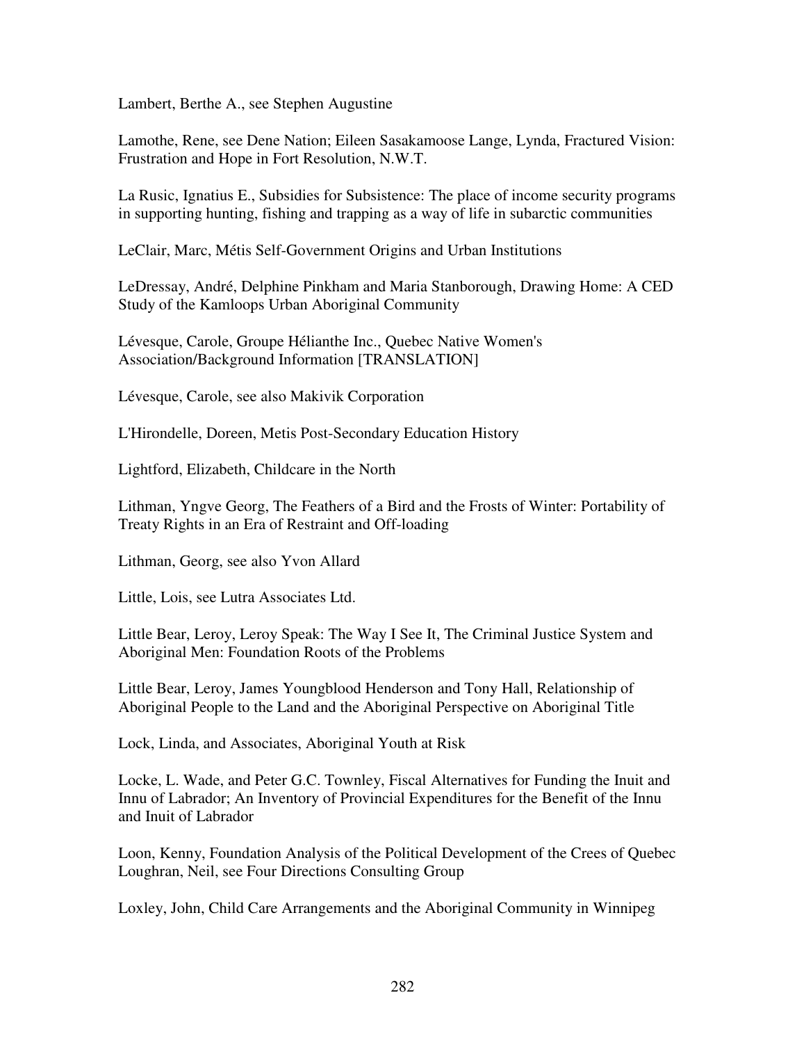Lambert, Berthe A., see Stephen Augustine

Lamothe, Rene, see Dene Nation; Eileen Sasakamoose Lange, Lynda, Fractured Vision: Frustration and Hope in Fort Resolution, N.W.T.

La Rusic, Ignatius E., Subsidies for Subsistence: The place of income security programs in supporting hunting, fishing and trapping as a way of life in subarctic communities

LeClair, Marc, Métis Self-Government Origins and Urban Institutions

LeDressay, André, Delphine Pinkham and Maria Stanborough, Drawing Home: A CED Study of the Kamloops Urban Aboriginal Community

Lévesque, Carole, Groupe Hélianthe Inc., Quebec Native Women's Association/Background Information [TRANSLATION]

Lévesque, Carole, see also Makivik Corporation

L'Hirondelle, Doreen, Metis Post-Secondary Education History

Lightford, Elizabeth, Childcare in the North

Lithman, Yngve Georg, The Feathers of a Bird and the Frosts of Winter: Portability of Treaty Rights in an Era of Restraint and Off-loading

Lithman, Georg, see also Yvon Allard

Little, Lois, see Lutra Associates Ltd.

Little Bear, Leroy, Leroy Speak: The Way I See It, The Criminal Justice System and Aboriginal Men: Foundation Roots of the Problems

Little Bear, Leroy, James Youngblood Henderson and Tony Hall, Relationship of Aboriginal People to the Land and the Aboriginal Perspective on Aboriginal Title

Lock, Linda, and Associates, Aboriginal Youth at Risk

Locke, L. Wade, and Peter G.C. Townley, Fiscal Alternatives for Funding the Inuit and Innu of Labrador; An Inventory of Provincial Expenditures for the Benefit of the Innu and Inuit of Labrador

Loon, Kenny, Foundation Analysis of the Political Development of the Crees of Quebec
Loughran, Neil, see Four Directions Consulting Group

Loxley, John, Child Care Arrangements and the Aboriginal Community in Winnipeg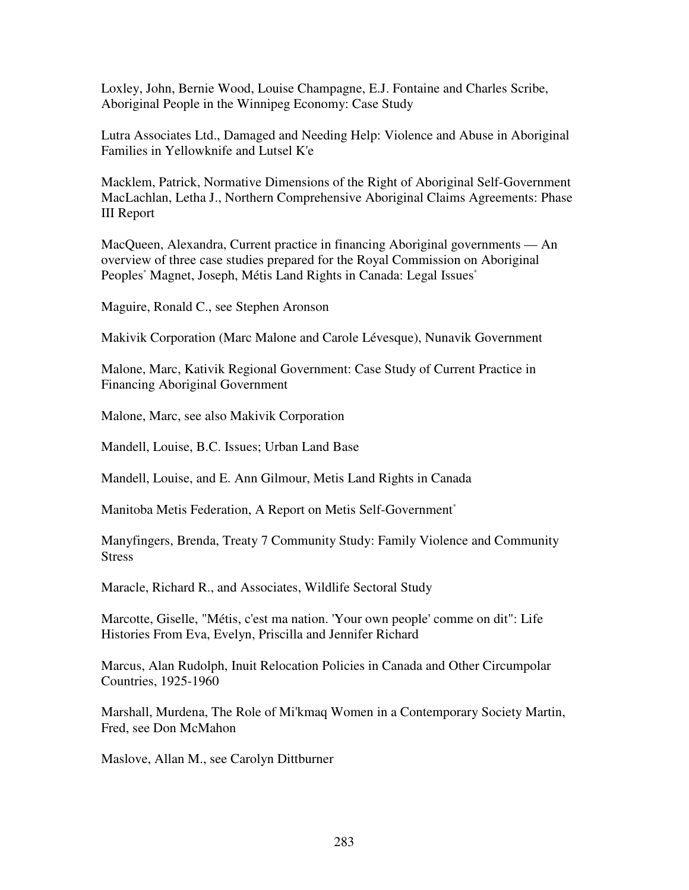Loxley, John, Bernie Wood, Louise Champagne, E.J. Fontaine and Charles Scribe, Aboriginal People in the Winnipeg Economy: Case Study

Lutra Associates Ltd., Damaged and Needing Help: Violence and Abuse in Aboriginal Families in Yellowknife and Lutsel K'e

Macklem, Patrick, Normative Dimensions of the Right of Aboriginal Self-Government MacLachlan, Letha J., Northern Comprehensive Aboriginal Claims Agreements: Phase III Report

MacQueen, Alexandra, Current practice in financing Aboriginal governments — An overview of three case studies prepared for the Royal Commission on Aboriginal Peoples* Magnet, Joseph, Métis Land Rights in Canada: Legal Issues*

Maguire, Ronald C., see Stephen Aronson

Makivik Corporation (Marc Malone and Carole Lévesque), Nunavik Government

Malone, Marc, Kativik Regional Government: Case Study of Current Practice in Financing Aboriginal Government

Malone, Marc, see also Makivik Corporation

Mandell, Louise, B.C. Issues; Urban Land Base

Mandell, Louise, and E. Ann Gilmour, Metis Land Rights in Canada

Manitoba Metis Federation, A Report on Metis Self-Government*

Manyfingers, Brenda, Treaty 7 Community Study: Family Violence and Community Stress

Maracle, Richard R., and Associates, Wildlife Sectoral Study

Marcotte, Giselle, "Métis, c'est ma nation. 'Your own people' comme on dit": Life Histories From Eva, Evelyn, Priscilla and Jennifer Richard

Marcus, Alan Rudolph, Inuit Relocation Policies in Canada and Other Circumpolar Countries, 1925-1960

Marshall, Murdena, The Role of Mi'kmaq Women in a Contemporary Society Martin, Fred, see Don McMahon

Maslove, Allan M., see Carolyn Dittburner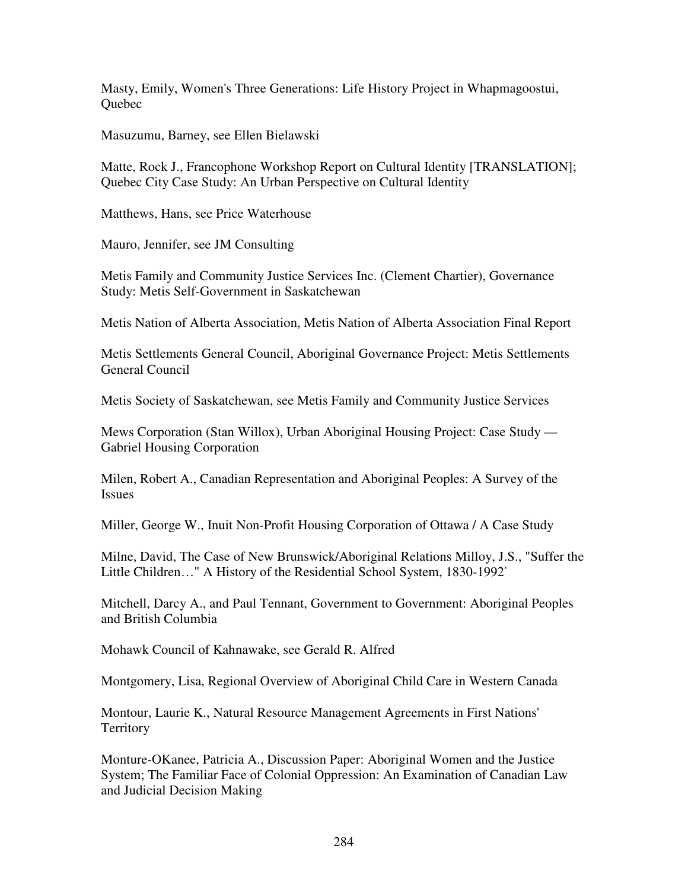Masty, Emily, Women's Three Generations: Life History Project in Whapmagoostui, Quebec

Masuzumu, Barney, see Ellen Bielawski

Matte, Rock J., Francophone Workshop Report on Cultural Identity [TRANSLATION]; Quebec City Case Study: An Urban Perspective on Cultural Identity

Matthews, Hans, see Price Waterhouse

Mauro, Jennifer, see JM Consulting

Metis Family and Community Justice Services Inc. (Clement Chartier), Governance Study: Metis Self-Government in Saskatchewan

Metis Nation of Alberta Association, Metis Nation of Alberta Association Final Report

Metis Settlements General Council, Aboriginal Governance Project: Metis Settlements General Council

Metis Society of Saskatchewan, see Metis Family and Community Justice Services

Mews Corporation (Stan Willox), Urban Aboriginal Housing Project: Case Study — Gabriel Housing Corporation

Milen, Robert A., Canadian Representation and Aboriginal Peoples: A Survey of the Issues

Miller, George W., Inuit Non-Profit Housing Corporation of Ottawa / A Case Study

Milne, David, The Case of New Brunswick/Aboriginal Relations Milloy, J.S., "Suffer the Little Children…" A History of the Residential School System, 1830-1992*

Mitchell, Darcy A., and Paul Tennant, Government to Government: Aboriginal Peoples and British Columbia

Mohawk Council of Kahnawake, see Gerald R. Alfred

Montgomery, Lisa, Regional Overview of Aboriginal Child Care in Western Canada

Montour, Laurie K., Natural Resource Management Agreements in First Nations' Territory

Monture-OKanee, Patricia A., Discussion Paper: Aboriginal Women and the Justice System; The Familiar Face of Colonial Oppression: An Examination of Canadian Law and Judicial Decision Making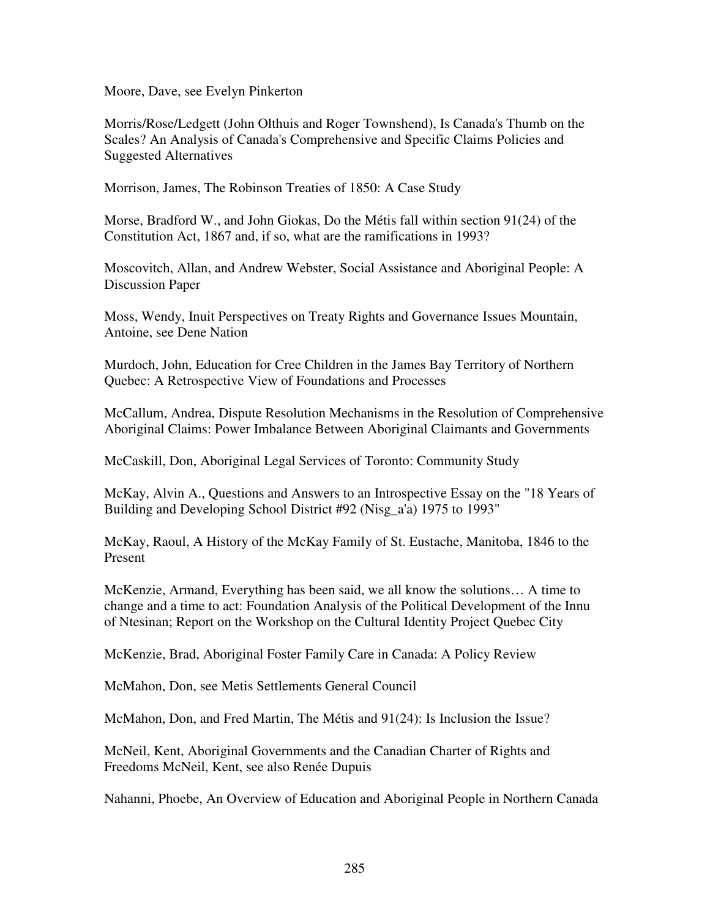Moore, Dave, see Evelyn Pinkerton

Morris/Rose/Ledgett (John Olthuis and Roger Townshend), Is Canada's Thumb on the Scales? An Analysis of Canada's Comprehensive and Specific Claims Policies and Suggested Alternatives

Morrison, James, The Robinson Treaties of 1850: A Case Study

Morse, Bradford W., and John Giokas, Do the Métis fall within section 91(24) of the Constitution Act, 1867 and, if so, what are the ramifications in 1993?

Moscovitch, Allan, and Andrew Webster, Social Assistance and Aboriginal People: A Discussion Paper

Moss, Wendy, Inuit Perspectives on Treaty Rights and Governance Issues Mountain, Antoine, see Dene Nation

Murdoch, John, Education for Cree Children in the James Bay Territory of Northern Quebec: A Retrospective View of Foundations and Processes

McCallum, Andrea, Dispute Resolution Mechanisms in the Resolution of Comprehensive Aboriginal Claims: Power Imbalance Between Aboriginal Claimants and Governments

McCaskill, Don, Aboriginal Legal Services of Toronto: Community Study

McKay, Alvin A., Questions and Answers to an Introspective Essay on the "18 Years of Building and Developing School District #92 (Nisg_a'a) 1975 to 1993"

McKay, Raoul, A History of the McKay Family of St. Eustache, Manitoba, 1846 to the Present

McKenzie, Armand, Everything has been said, we all know the solutions… A time to change and a time to act: Foundation Analysis of the Political Development of the Innu of Ntesinan; Report on the Workshop on the Cultural Identity Project Quebec City

McKenzie, Brad, Aboriginal Foster Family Care in Canada: A Policy Review

McMahon, Don, see Metis Settlements General Council

McMahon, Don, and Fred Martin, The Métis and 91(24): Is Inclusion the Issue?

McNeil, Kent, Aboriginal Governments and the Canadian Charter of Rights and Freedoms McNeil, Kent, see also Renée Dupuis

Nahanni, Phoebe, An Overview of Education and Aboriginal People in Northern Canada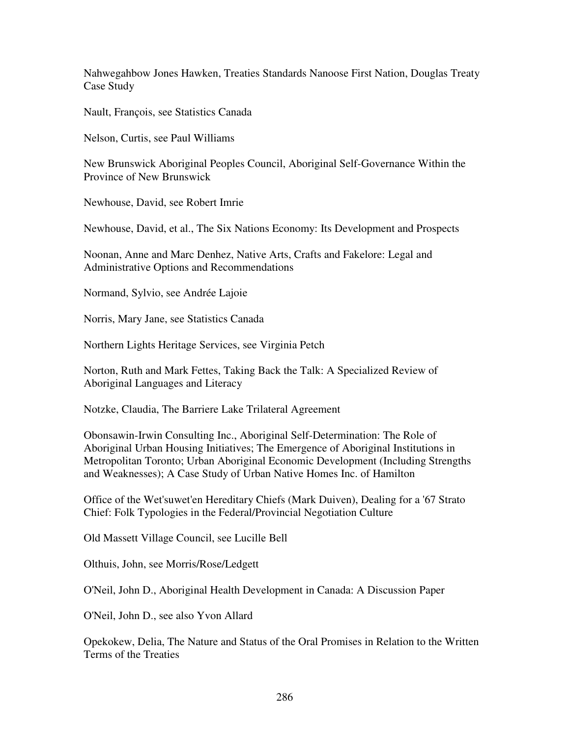Nahwegahbow Jones Hawken, Treaties Standards Nanoose First Nation, Douglas Treaty Case Study

Nault, François, see Statistics Canada

Nelson, Curtis, see Paul Williams

New Brunswick Aboriginal Peoples Council, Aboriginal Self-Governance Within the Province of New Brunswick

Newhouse, David, see Robert Imrie

Newhouse, David, et al., The Six Nations Economy: Its Development and Prospects

Noonan, Anne and Marc Denhez, Native Arts, Crafts and Fakelore: Legal and Administrative Options and Recommendations

Normand, Sylvio, see Andrée Lajoie

Norris, Mary Jane, see Statistics Canada

Northern Lights Heritage Services, see Virginia Petch

Norton, Ruth and Mark Fettes, Taking Back the Talk: A Specialized Review of Aboriginal Languages and Literacy

Notzke, Claudia, The Barriere Lake Trilateral Agreement

Obonsawin-Irwin Consulting Inc., Aboriginal Self-Determination: The Role of Aboriginal Urban Housing Initiatives; The Emergence of Aboriginal Institutions in Metropolitan Toronto; Urban Aboriginal Economic Development (Including Strengths and Weaknesses); A Case Study of Urban Native Homes Inc. of Hamilton

Office of the Wet'suwet'en Hereditary Chiefs (Mark Duiven), Dealing for a '67 Strato Chief: Folk Typologies in the Federal/Provincial Negotiation Culture

Old Massett Village Council, see Lucille Bell

Olthuis, John, see Morris/Rose/Ledgett

O'Neil, John D., Aboriginal Health Development in Canada: A Discussion Paper

O'Neil, John D., see also Yvon Allard

Opekokew, Delia, The Nature and Status of the Oral Promises in Relation to the Written Terms of the Treaties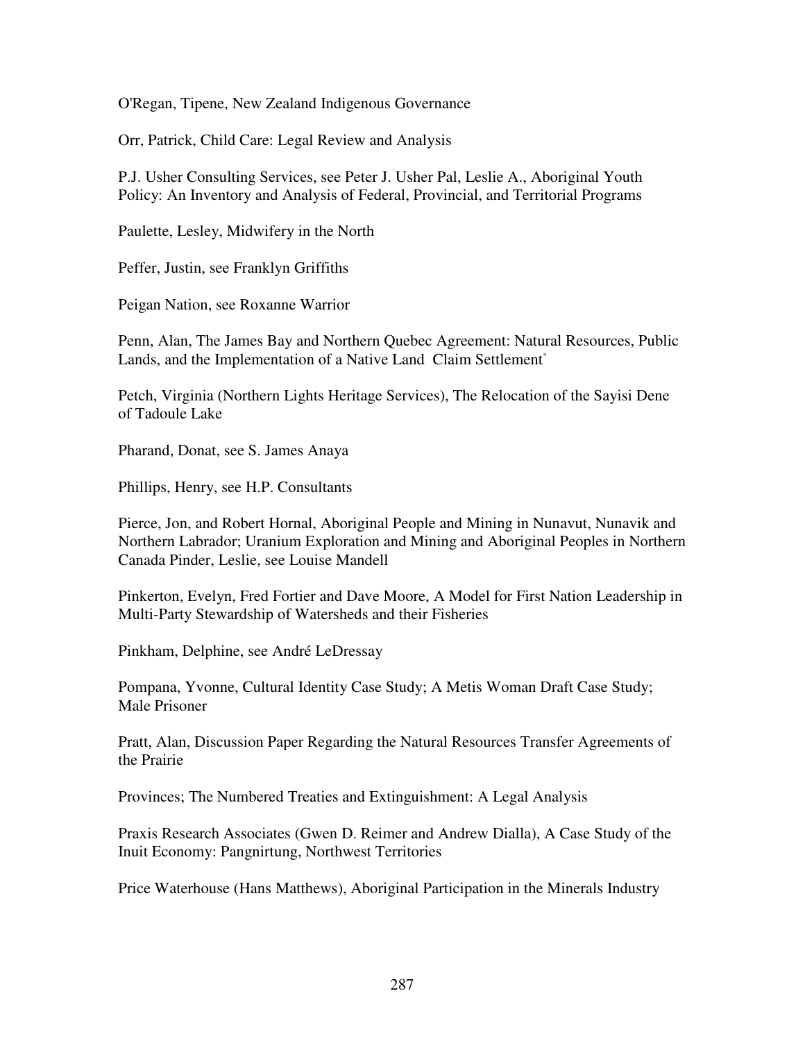O'Regan, Tipene, New Zealand Indigenous Governance

Orr, Patrick, Child Care: Legal Review and Analysis

P.J. Usher Consulting Services, see Peter J. Usher Pal, Leslie A., Aboriginal Youth Policy: An Inventory and Analysis of Federal, Provincial, and Territorial Programs

Paulette, Lesley, Midwifery in the North

Peffer, Justin, see Franklyn Griffiths

Peigan Nation, see Roxanne Warrior

Penn, Alan, The James Bay and Northern Quebec Agreement: Natural Resources, Public Lands, and the Implementation of a Native Land Claim Settlement*

Petch, Virginia (Northern Lights Heritage Services), The Relocation of the Sayisi Dene of Tadoule Lake

Pharand, Donat, see S. James Anaya

Phillips, Henry, see H.P. Consultants

Pierce, Jon, and Robert Hornal, Aboriginal People and Mining in Nunavut, Nunavik and Northern Labrador; Uranium Exploration and Mining and Aboriginal Peoples in Northern Canada Pinder, Leslie, see Louise Mandell

Pinkerton, Evelyn, Fred Fortier and Dave Moore, A Model for First Nation Leadership in Multi-Party Stewardship of Watersheds and their Fisheries

Pinkham, Delphine, see André LeDressay

Pompana, Yvonne, Cultural Identity Case Study; A Metis Woman Draft Case Study; Male Prisoner

Pratt, Alan, Discussion Paper Regarding the Natural Resources Transfer Agreements of the Prairie

Provinces; The Numbered Treaties and Extinguishment: A Legal Analysis

Praxis Research Associates (Gwen D. Reimer and Andrew Dialla), A Case Study of the Inuit Economy: Pangnirtung, Northwest Territories

Price Waterhouse (Hans Matthews), Aboriginal Participation in the Minerals Industry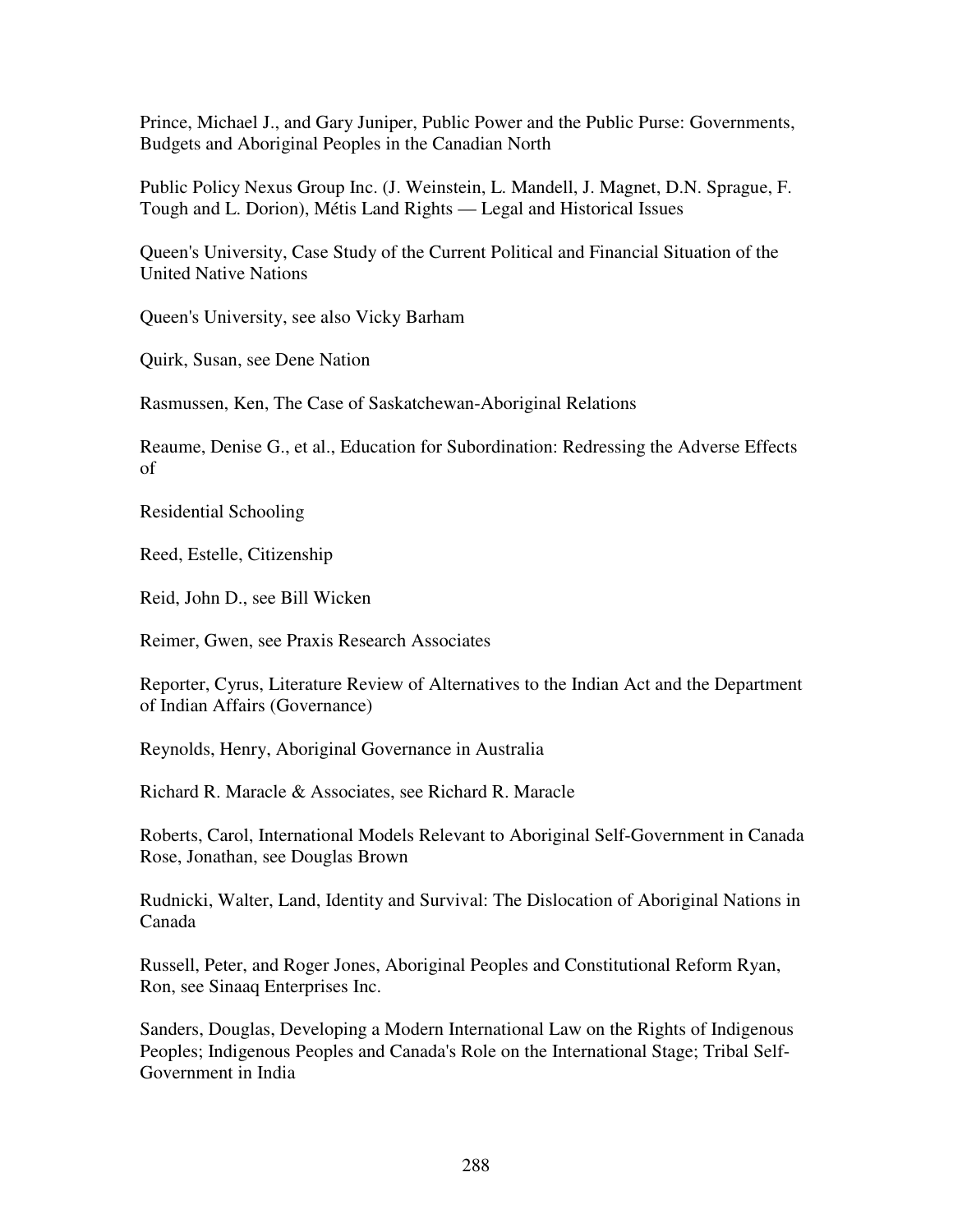Prince, Michael J., and Gary Juniper, Public Power and the Public Purse: Governments, Budgets and Aboriginal Peoples in the Canadian North

Public Policy Nexus Group Inc. (J. Weinstein, L. Mandell, J. Magnet, D.N. Sprague, F. Tough and L. Dorion), Métis Land Rights — Legal and Historical Issues

Queen's University, Case Study of the Current Political and Financial Situation of the United Native Nations

Queen's University, see also Vicky Barham

Quirk, Susan, see Dene Nation

Rasmussen, Ken, The Case of Saskatchewan-Aboriginal Relations

Reaume, Denise G., et al., Education for Subordination: Redressing the Adverse Effects of

Residential Schooling

Reed, Estelle, Citizenship

Reid, John D., see Bill Wicken

Reimer, Gwen, see Praxis Research Associates

Reporter, Cyrus, Literature Review of Alternatives to the Indian Act and the Department of Indian Affairs (Governance)

Reynolds, Henry, Aboriginal Governance in Australia

Richard R. Maracle & Associates, see Richard R. Maracle

Roberts, Carol, International Models Relevant to Aboriginal Self-Government in Canada Rose, Jonathan, see Douglas Brown

Rudnicki, Walter, Land, Identity and Survival: The Dislocation of Aboriginal Nations in Canada

Russell, Peter, and Roger Jones, Aboriginal Peoples and Constitutional Reform Ryan, Ron, see Sinaaq Enterprises Inc.

Sanders, Douglas, Developing a Modern International Law on the Rights of Indigenous Peoples; Indigenous Peoples and Canada's Role on the International Stage; Tribal Self-Government in India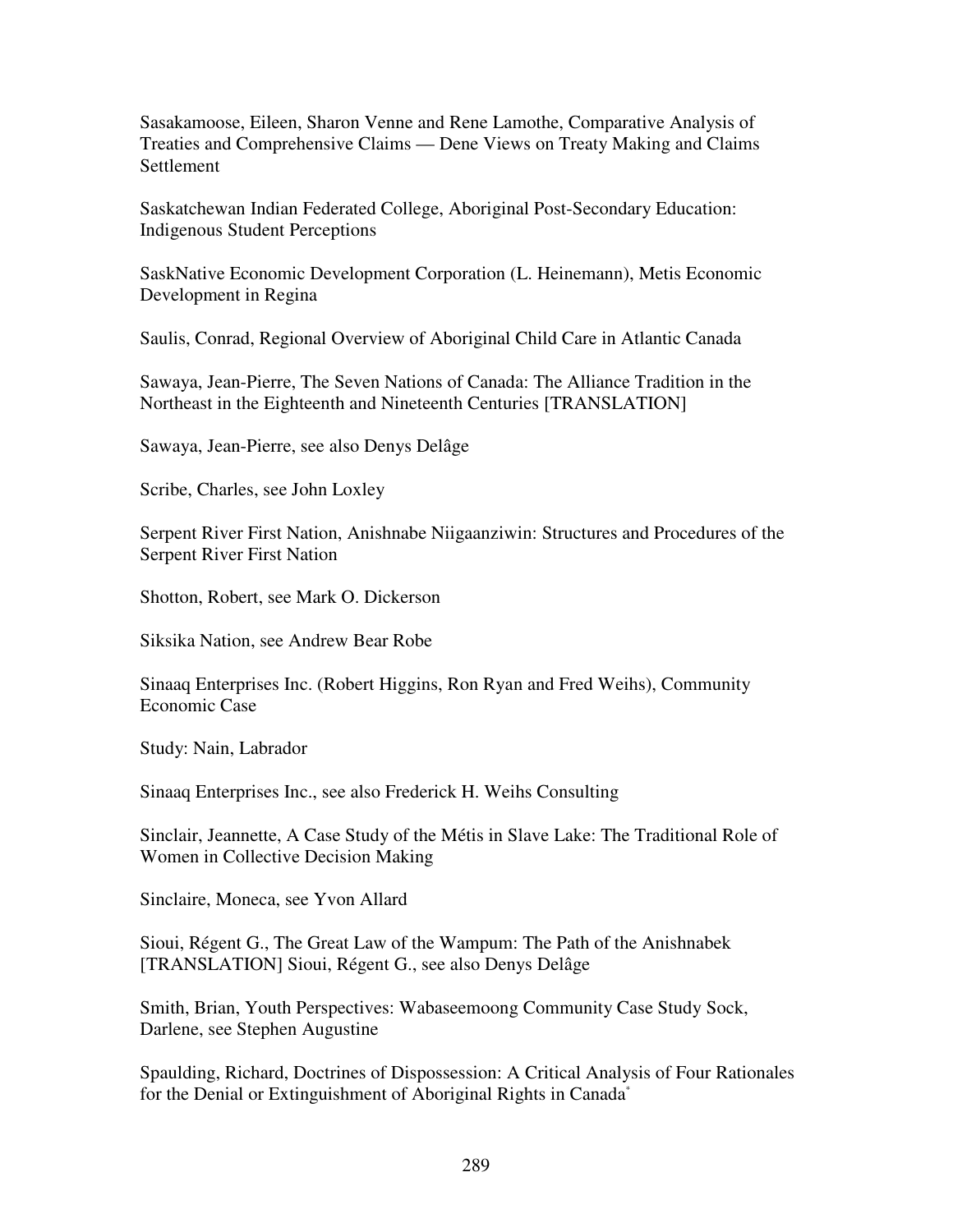Sasakamoose, Eileen, Sharon Venne and Rene Lamothe, Comparative Analysis of Treaties and Comprehensive Claims — Dene Views on Treaty Making and Claims Settlement

Saskatchewan Indian Federated College, Aboriginal Post-Secondary Education: Indigenous Student Perceptions

SaskNative Economic Development Corporation (L. Heinemann), Metis Economic Development in Regina

Saulis, Conrad, Regional Overview of Aboriginal Child Care in Atlantic Canada

Sawaya, Jean-Pierre, The Seven Nations of Canada: The Alliance Tradition in the Northeast in the Eighteenth and Nineteenth Centuries [TRANSLATION]

Sawaya, Jean-Pierre, see also Denys Delâge

Scribe, Charles, see John Loxley

Serpent River First Nation, Anishnabe Niigaanziwin: Structures and Procedures of the Serpent River First Nation

Shotton, Robert, see Mark O. Dickerson

Siksika Nation, see Andrew Bear Robe

Sinaaq Enterprises Inc. (Robert Higgins, Ron Ryan and Fred Weihs), Community Economic Case

Study: Nain, Labrador

Sinaaq Enterprises Inc., see also Frederick H. Weihs Consulting

Sinclair, Jeannette, A Case Study of the Métis in Slave Lake: The Traditional Role of Women in Collective Decision Making

Sinclaire, Moneca, see Yvon Allard

Sioui, Régent G., The Great Law of the Wampum: The Path of the Anishnabek [TRANSLATION] Sioui, Régent G., see also Denys Delâge

Smith, Brian, Youth Perspectives: Wabaseemoong Community Case Study Sock, Darlene, see Stephen Augustine

Spaulding, Richard, Doctrines of Dispossession: A Critical Analysis of Four Rationales for the Denial or Extinguishment of Aboriginal Rights in Canada*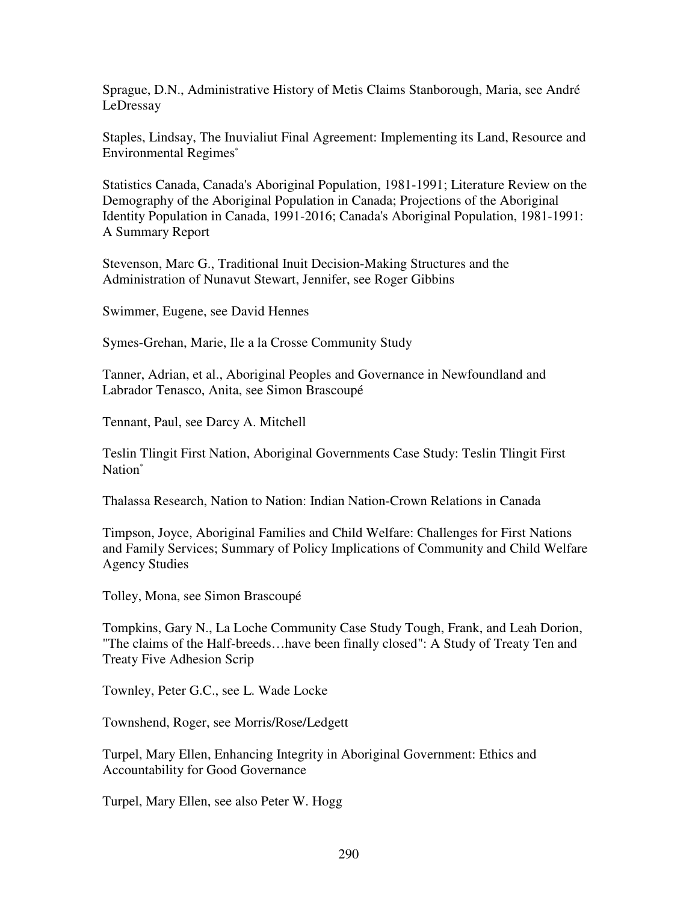Sprague, D.N., Administrative History of Metis Claims Stanborough, Maria, see André LeDressay

Staples, Lindsay, The Inuvialiut Final Agreement: Implementing its Land, Resource and Environmental Regimes*

Statistics Canada, Canada's Aboriginal Population, 1981-1991; Literature Review on the Demography of the Aboriginal Population in Canada; Projections of the Aboriginal Identity Population in Canada, 1991-2016; Canada's Aboriginal Population, 1981-1991: A Summary Report

Stevenson, Marc G., Traditional Inuit Decision-Making Structures and the Administration of Nunavut Stewart, Jennifer, see Roger Gibbins

Swimmer, Eugene, see David Hennes

Symes-Grehan, Marie, Ile a la Crosse Community Study

Tanner, Adrian, et al., Aboriginal Peoples and Governance in Newfoundland and Labrador Tenasco, Anita, see Simon Brascoupé

Tennant, Paul, see Darcy A. Mitchell

Teslin Tlingit First Nation, Aboriginal Governments Case Study: Teslin Tlingit First Nation*

Thalassa Research, Nation to Nation: Indian Nation-Crown Relations in Canada

Timpson, Joyce, Aboriginal Families and Child Welfare: Challenges for First Nations and Family Services; Summary of Policy Implications of Community and Child Welfare Agency Studies

Tolley, Mona, see Simon Brascoupé

Tompkins, Gary N., La Loche Community Case Study Tough, Frank, and Leah Dorion, "The claims of the Half-breeds…have been finally closed": A Study of Treaty Ten and Treaty Five Adhesion Scrip

Townley, Peter G.C., see L. Wade Locke

Townshend, Roger, see Morris/Rose/Ledgett

Turpel, Mary Ellen, Enhancing Integrity in Aboriginal Government: Ethics and Accountability for Good Governance

Turpel, Mary Ellen, see also Peter W. Hogg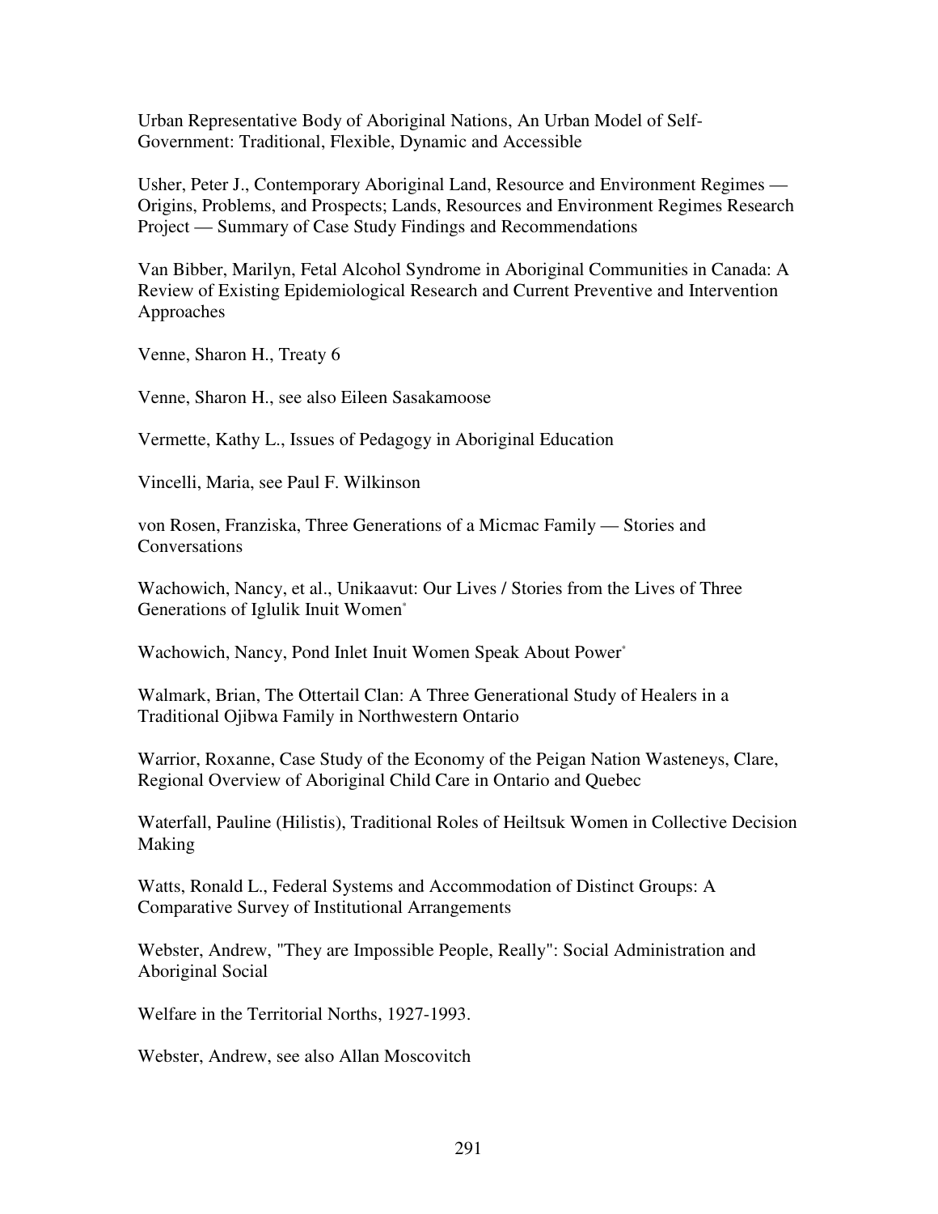Urban Representative Body of Aboriginal Nations, An Urban Model of Self-Government: Traditional, Flexible, Dynamic and Accessible

Usher, Peter J., Contemporary Aboriginal Land, Resource and Environment Regimes — Origins, Problems, and Prospects; Lands, Resources and Environment Regimes Research Project — Summary of Case Study Findings and Recommendations

Van Bibber, Marilyn, Fetal Alcohol Syndrome in Aboriginal Communities in Canada: A Review of Existing Epidemiological Research and Current Preventive and Intervention Approaches

Venne, Sharon H., Treaty 6

Venne, Sharon H., see also Eileen Sasakamoose

Vermette, Kathy L., Issues of Pedagogy in Aboriginal Education

Vincelli, Maria, see Paul F. Wilkinson

von Rosen, Franziska, Three Generations of a Micmac Family — Stories and Conversations

Wachowich, Nancy, et al., Unikaavut: Our Lives / Stories from the Lives of Three Generations of Iglulik Inuit Women*

Wachowich, Nancy, Pond Inlet Inuit Women Speak About Power*

Walmark, Brian, The Ottertail Clan: A Three Generational Study of Healers in a Traditional Ojibwa Family in Northwestern Ontario

Warrior, Roxanne, Case Study of the Economy of the Peigan Nation Wasteneys, Clare, Regional Overview of Aboriginal Child Care in Ontario and Quebec

Waterfall, Pauline (Hilistis), Traditional Roles of Heiltsuk Women in Collective Decision Making

Watts, Ronald L., Federal Systems and Accommodation of Distinct Groups: A Comparative Survey of Institutional Arrangements

Webster, Andrew, "They are Impossible People, Really": Social Administration and Aboriginal Social

Welfare in the Territorial Norths, 1927-1993.

Webster, Andrew, see also Allan Moscovitch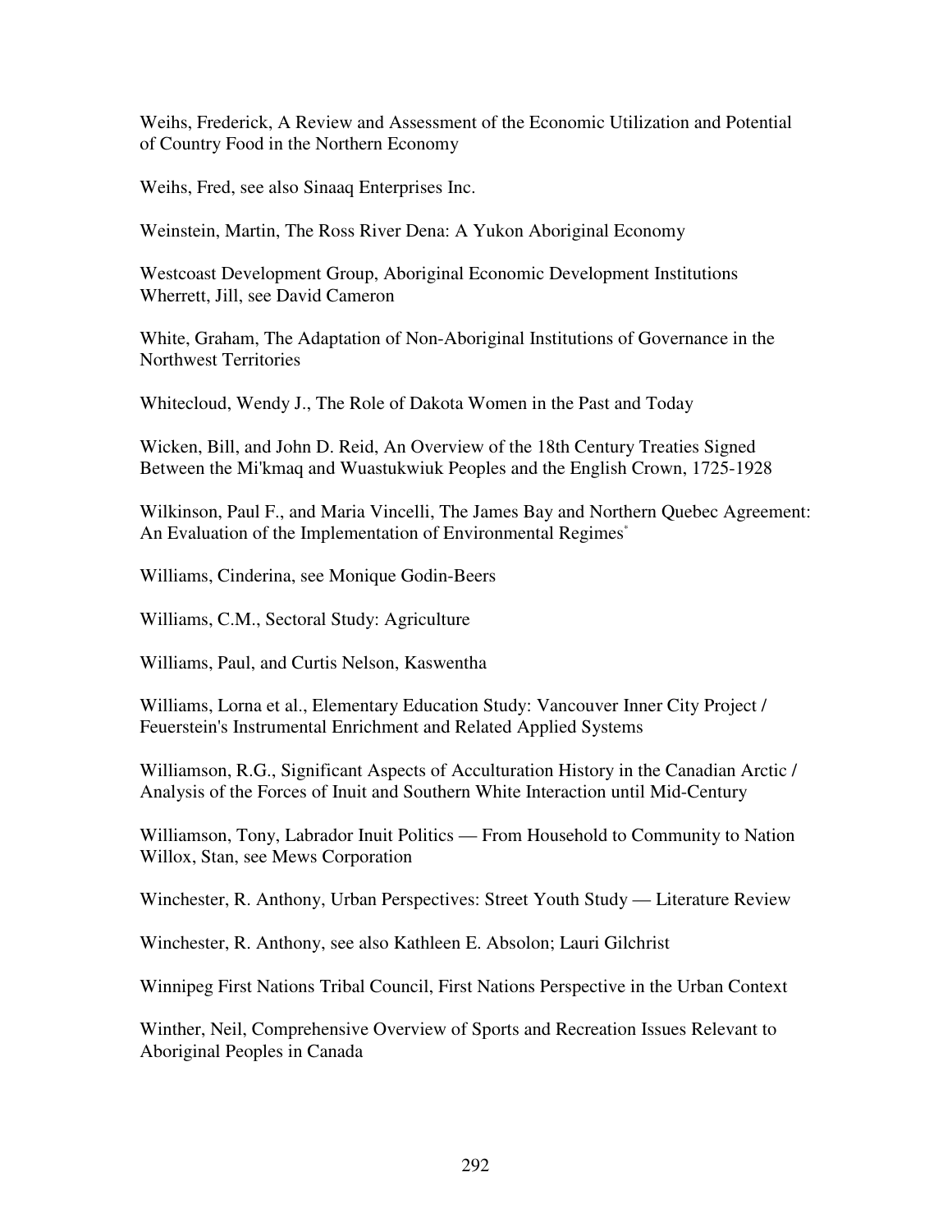Weihs, Frederick, A Review and Assessment of the Economic Utilization and Potential of Country Food in the Northern Economy

Weihs, Fred, see also Sinaaq Enterprises Inc.

Weinstein, Martin, The Ross River Dena: A Yukon Aboriginal Economy

Westcoast Development Group, Aboriginal Economic Development Institutions
Wherrett, Jill, see David Cameron

White, Graham, The Adaptation of Non-Aboriginal Institutions of Governance in the Northwest Territories

Whitecloud, Wendy J., The Role of Dakota Women in the Past and Today

Wicken, Bill, and John D. Reid, An Overview of the 18th Century Treaties Signed Between the Mi'kmaq and Wuastukwiuk Peoples and the English Crown, 1725-1928

Wilkinson, Paul F., and Maria Vincelli, The James Bay and Northern Quebec Agreement: An Evaluation of the Implementation of Environmental Regimes*

Williams, Cinderina, see Monique Godin-Beers

Williams, C.M., Sectoral Study: Agriculture

Williams, Paul, and Curtis Nelson, Kaswentha

Williams, Lorna et al., Elementary Education Study: Vancouver Inner City Project / Feuerstein's Instrumental Enrichment and Related Applied Systems

Williamson, R.G., Significant Aspects of Acculturation History in the Canadian Arctic / Analysis of the Forces of Inuit and Southern White Interaction until Mid-Century

Williamson, Tony, Labrador Inuit Politics — From Household to Community to Nation
Willox, Stan, see Mews Corporation

Winchester, R. Anthony, Urban Perspectives: Street Youth Study — Literature Review

Winchester, R. Anthony, see also Kathleen E. Absolon; Lauri Gilchrist

Winnipeg First Nations Tribal Council, First Nations Perspective in the Urban Context

Winther, Neil, Comprehensive Overview of Sports and Recreation Issues Relevant to Aboriginal Peoples in Canada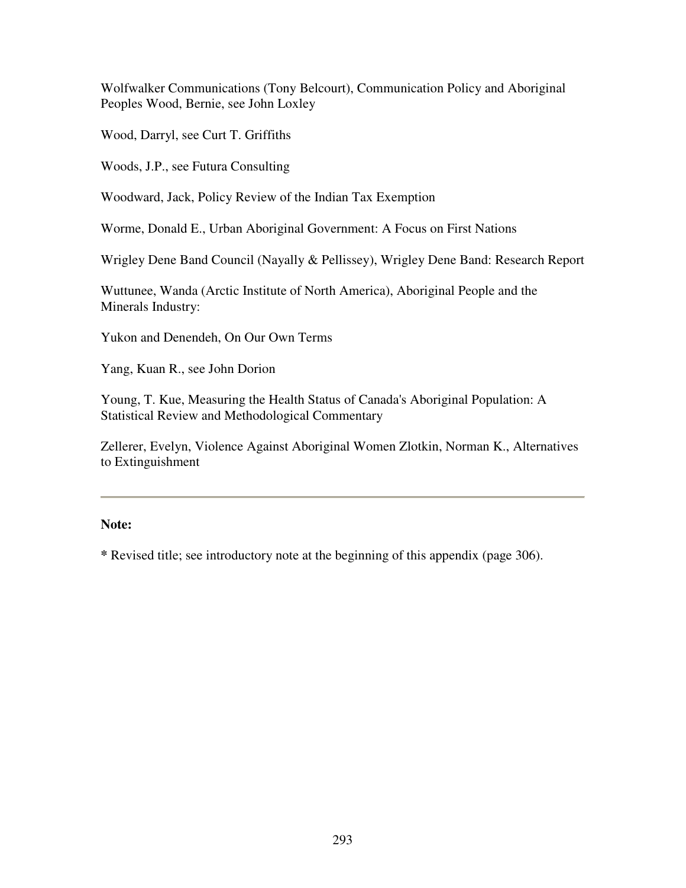Wolfwalker Communications (Tony Belcourt), Communication Policy and Aboriginal Peoples Wood, Bernie, see John Loxley

Wood, Darryl, see Curt T. Griffiths

Woods, J.P., see Futura Consulting

Woodward, Jack, Policy Review of the Indian Tax Exemption

Worme, Donald E., Urban Aboriginal Government: A Focus on First Nations

Wrigley Dene Band Council (Nayally & Pellissey), Wrigley Dene Band: Research Report

Wuttunee, Wanda (Arctic Institute of North America), Aboriginal People and the Minerals Industry:

Yukon and Denendeh, On Our Own Terms

Yang, Kuan R., see John Dorion

Young, T. Kue, Measuring the Health Status of Canada's Aboriginal Population: A Statistical Review and Methodological Commentary

Zellerer, Evelyn, Violence Against Aboriginal Women Zlotkin, Norman K., Alternatives to Extinguishment

---

**Note:**

**\*** Revised title; see introductory note at the beginning of this appendix (page 306).